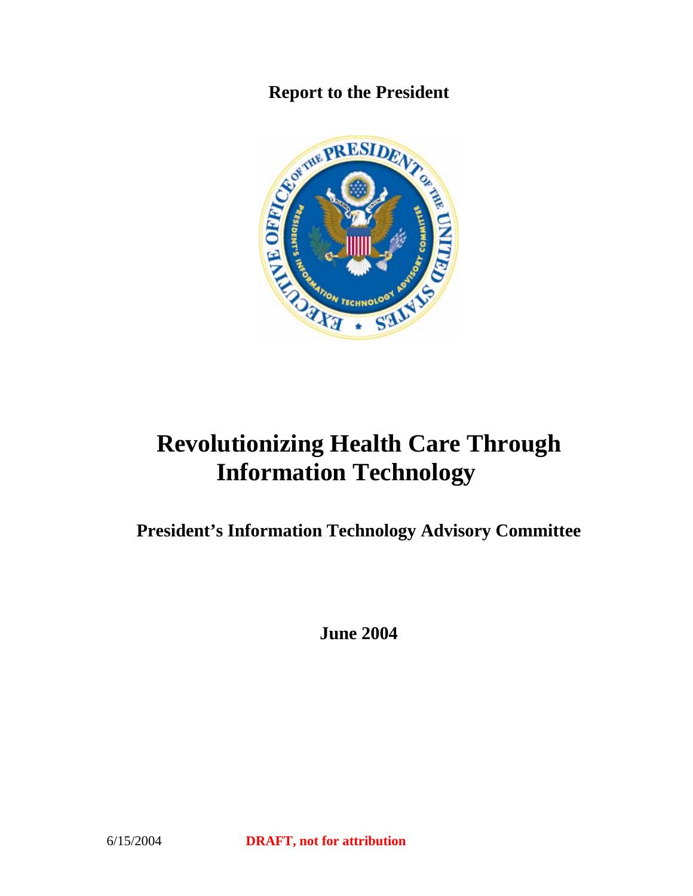**Report to the President**

# Revolutionizing Health Care Through Information Technology

## President's Information Technology Advisory Committee

**June 2004**

6/15/2004 **DRAFT, not for attribution**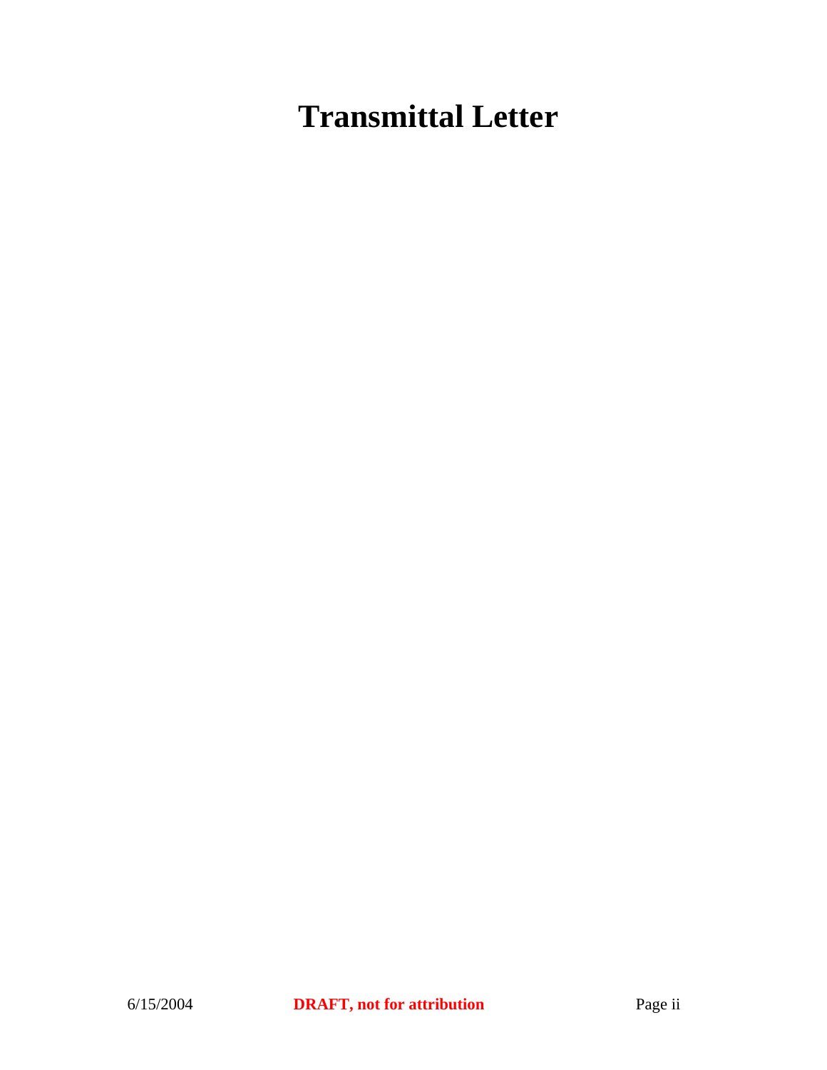# Transmittal Letter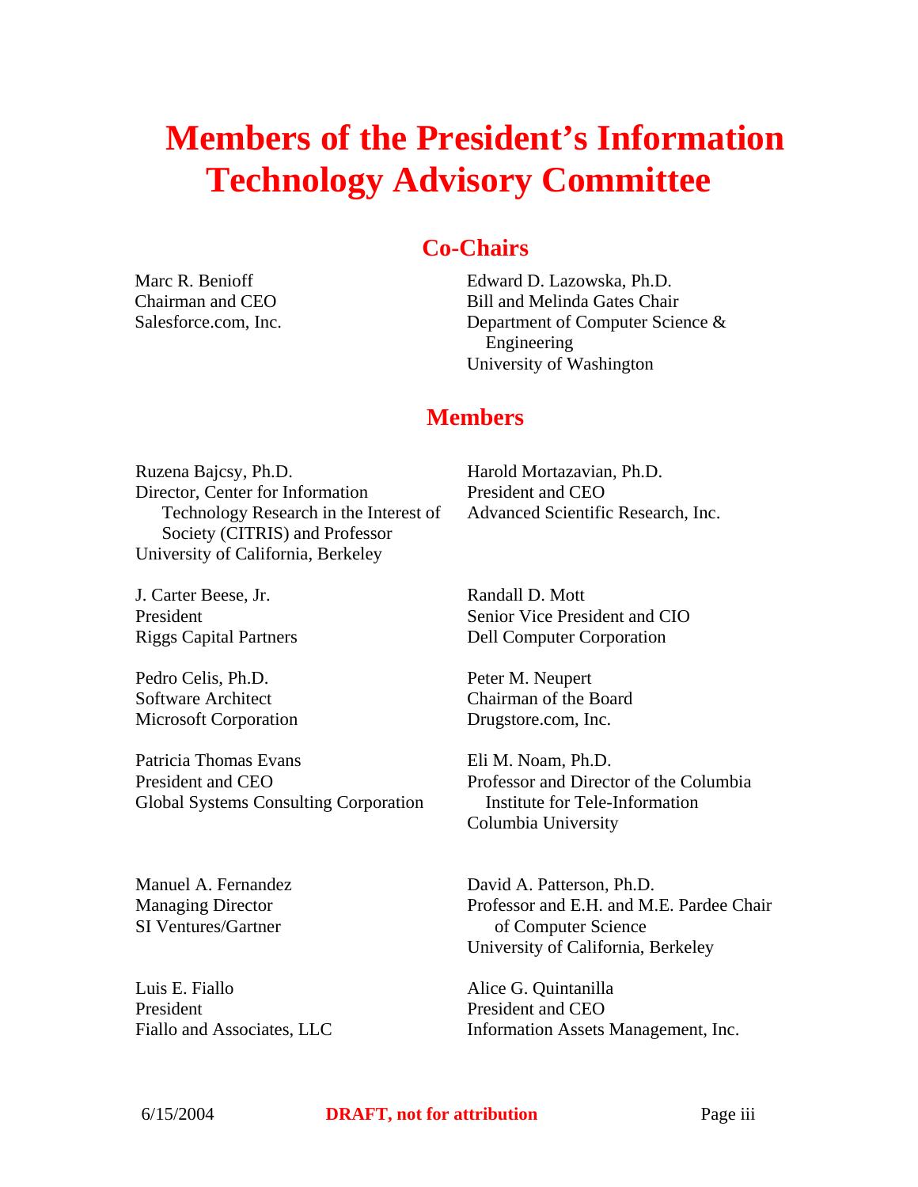# Members of the President's Information Technology Advisory Committee

## Co-Chairs

Marc R. Benioff
Chairman and CEO
Salesforce.com, Inc.

Edward D. Lazowska, Ph.D.
Bill and Melinda Gates Chair
Department of Computer Science & Engineering
University of Washington

## Members

Ruzena Bajcsy, Ph.D.
Director, Center for Information Technology Research in the Interest of Society (CITRIS) and Professor
University of California, Berkeley

J. Carter Beese, Jr.
President
Riggs Capital Partners

Pedro Celis, Ph.D.
Software Architect
Microsoft Corporation

Patricia Thomas Evans
President and CEO
Global Systems Consulting Corporation

Manuel A. Fernandez
Managing Director
SI Ventures/Gartner

Luis E. Fiallo
President
Fiallo and Associates, LLC

Harold Mortazavian, Ph.D.
President and CEO
Advanced Scientific Research, Inc.

Randall D. Mott
Senior Vice President and CIO
Dell Computer Corporation

Peter M. Neupert
Chairman of the Board
Drugstore.com, Inc.

Eli M. Noam, Ph.D.
Professor and Director of the Columbia Institute for Tele-Information
Columbia University

David A. Patterson, Ph.D.
Professor and E.H. and M.E. Pardee Chair of Computer Science
University of California, Berkeley

Alice G. Quintanilla
President and CEO
Information Assets Management, Inc.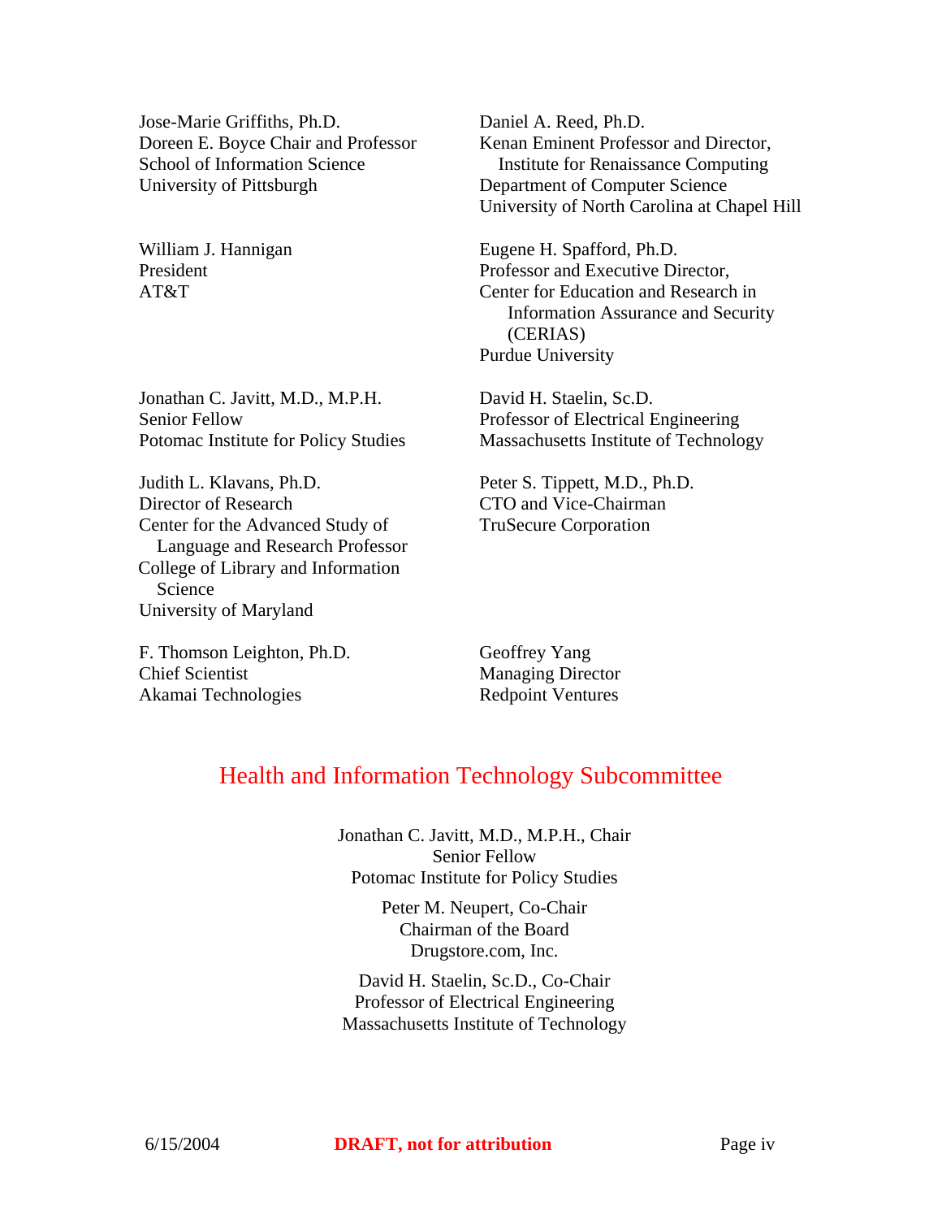Jose-Marie Griffiths, Ph.D.
Doreen E. Boyce Chair and Professor
School of Information Science
University of Pittsburgh

William J. Hannigan
President
AT&T

Jonathan C. Javitt, M.D., M.P.H.
Senior Fellow
Potomac Institute for Policy Studies

Judith L. Klavans, Ph.D.
Director of Research
Center for the Advanced Study of Language and Research Professor
College of Library and Information Science
University of Maryland

F. Thomson Leighton, Ph.D.
Chief Scientist
Akamai Technologies

Daniel A. Reed, Ph.D.
Kenan Eminent Professor and Director, Institute for Renaissance Computing
Department of Computer Science
University of North Carolina at Chapel Hill

Eugene H. Spafford, Ph.D.
Professor and Executive Director,
Center for Education and Research in Information Assurance and Security (CERIAS)
Purdue University

David H. Staelin, Sc.D.
Professor of Electrical Engineering
Massachusetts Institute of Technology

Peter S. Tippett, M.D., Ph.D.
CTO and Vice-Chairman
TruSecure Corporation

Geoffrey Yang
Managing Director
Redpoint Ventures

## Health and Information Technology Subcommittee

Jonathan C. Javitt, M.D., M.P.H., Chair
Senior Fellow
Potomac Institute for Policy Studies

Peter M. Neupert, Co-Chair
Chairman of the Board
Drugstore.com, Inc.

David H. Staelin, Sc.D., Co-Chair
Professor of Electrical Engineering
Massachusetts Institute of Technology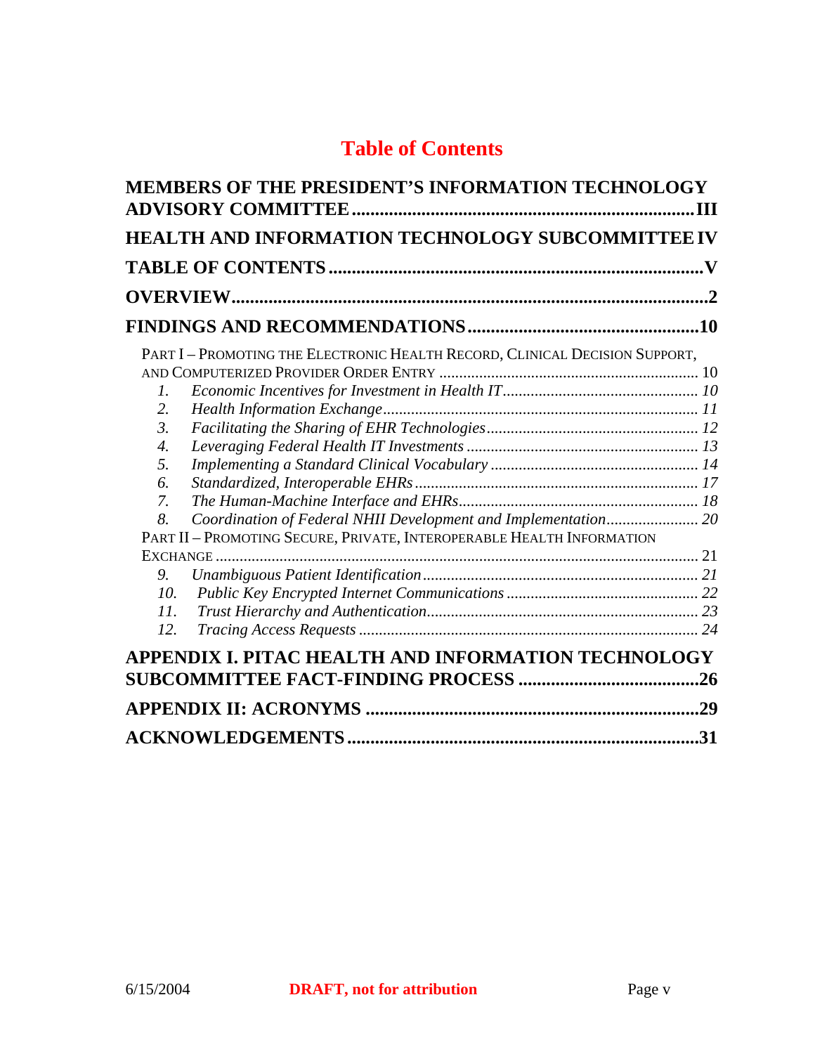# Table of Contents

**MEMBERS OF THE PRESIDENT'S INFORMATION TECHNOLOGY ADVISORY COMMITTEE** .......... III

**HEALTH AND INFORMATION TECHNOLOGY SUBCOMMITTEE** .......... IV

**TABLE OF CONTENTS** .......... V

**OVERVIEW** .......... 2

**FINDINGS AND RECOMMENDATIONS** .......... 10

PART I – PROMOTING THE ELECTRONIC HEALTH RECORD, CLINICAL DECISION SUPPORT, AND COMPUTERIZED PROVIDER ORDER ENTRY .......... 10

1. *Economic Incentives for Investment in Health IT* .......... 10
2. *Health Information Exchange* .......... 11
3. *Facilitating the Sharing of EHR Technologies* .......... 12
4. *Leveraging Federal Health IT Investments* .......... 13
5. *Implementing a Standard Clinical Vocabulary* .......... 14
6. *Standardized, Interoperable EHRs* .......... 17
7. *The Human-Machine Interface and EHRs* .......... 18
8. *Coordination of Federal NHII Development and Implementation* .......... 20

PART II – PROMOTING SECURE, PRIVATE, INTEROPERABLE HEALTH INFORMATION EXCHANGE .......... 21

9. *Unambiguous Patient Identification* .......... 21
10. *Public Key Encrypted Internet Communications* .......... 22
11. *Trust Hierarchy and Authentication* .......... 23
12. *Tracing Access Requests* .......... 24

**APPENDIX I. PITAC HEALTH AND INFORMATION TECHNOLOGY SUBCOMMITTEE FACT-FINDING PROCESS** .......... 26

**APPENDIX II: ACRONYMS** .......... 29

**ACKNOWLEDGEMENTS** .......... 31

6/15/2004 **DRAFT, not for attribution**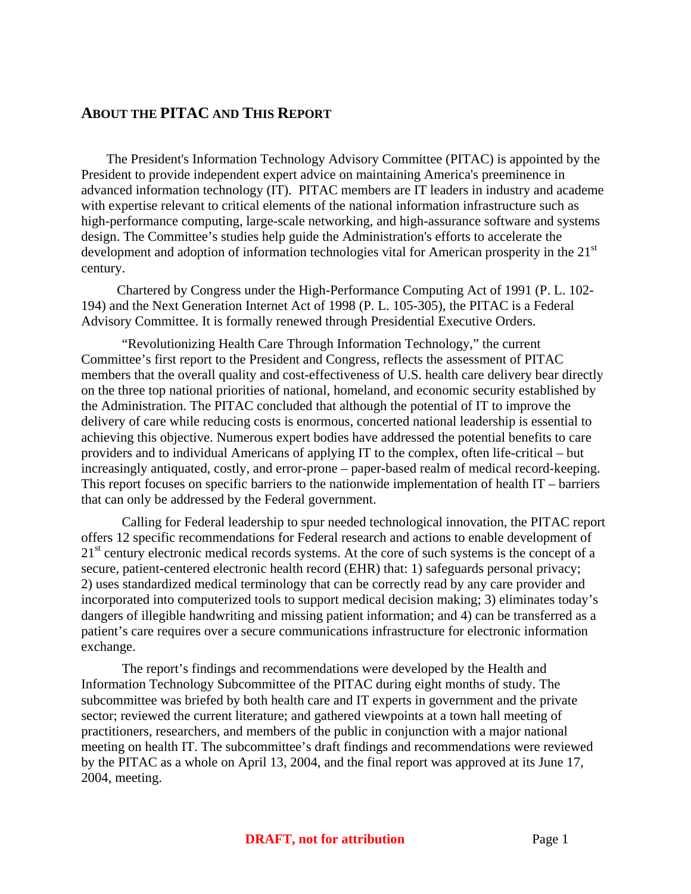## About the PITAC and This Report

The President's Information Technology Advisory Committee (PITAC) is appointed by the President to provide independent expert advice on maintaining America's preeminence in advanced information technology (IT). PITAC members are IT leaders in industry and academe with expertise relevant to critical elements of the national information infrastructure such as high-performance computing, large-scale networking, and high-assurance software and systems design. The Committee's studies help guide the Administration's efforts to accelerate the development and adoption of information technologies vital for American prosperity in the 21st century.

Chartered by Congress under the High-Performance Computing Act of 1991 (P. L. 102-194) and the Next Generation Internet Act of 1998 (P. L. 105-305), the PITAC is a Federal Advisory Committee. It is formally renewed through Presidential Executive Orders.

"Revolutionizing Health Care Through Information Technology," the current Committee's first report to the President and Congress, reflects the assessment of PITAC members that the overall quality and cost-effectiveness of U.S. health care delivery bear directly on the three top national priorities of national, homeland, and economic security established by the Administration. The PITAC concluded that although the potential of IT to improve the delivery of care while reducing costs is enormous, concerted national leadership is essential to achieving this objective. Numerous expert bodies have addressed the potential benefits to care providers and to individual Americans of applying IT to the complex, often life-critical – but increasingly antiquated, costly, and error-prone – paper-based realm of medical record-keeping. This report focuses on specific barriers to the nationwide implementation of health IT – barriers that can only be addressed by the Federal government.

Calling for Federal leadership to spur needed technological innovation, the PITAC report offers 12 specific recommendations for Federal research and actions to enable development of 21st century electronic medical records systems. At the core of such systems is the concept of a secure, patient-centered electronic health record (EHR) that: 1) safeguards personal privacy; 2) uses standardized medical terminology that can be correctly read by any care provider and incorporated into computerized tools to support medical decision making; 3) eliminates today's dangers of illegible handwriting and missing patient information; and 4) can be transferred as a patient's care requires over a secure communications infrastructure for electronic information exchange.

The report's findings and recommendations were developed by the Health and Information Technology Subcommittee of the PITAC during eight months of study. The subcommittee was briefed by both health care and IT experts in government and the private sector; reviewed the current literature; and gathered viewpoints at a town hall meeting of practitioners, researchers, and members of the public in conjunction with a major national meeting on health IT. The subcommittee's draft findings and recommendations were reviewed by the PITAC as a whole on April 13, 2004, and the final report was approved at its June 17, 2004, meeting.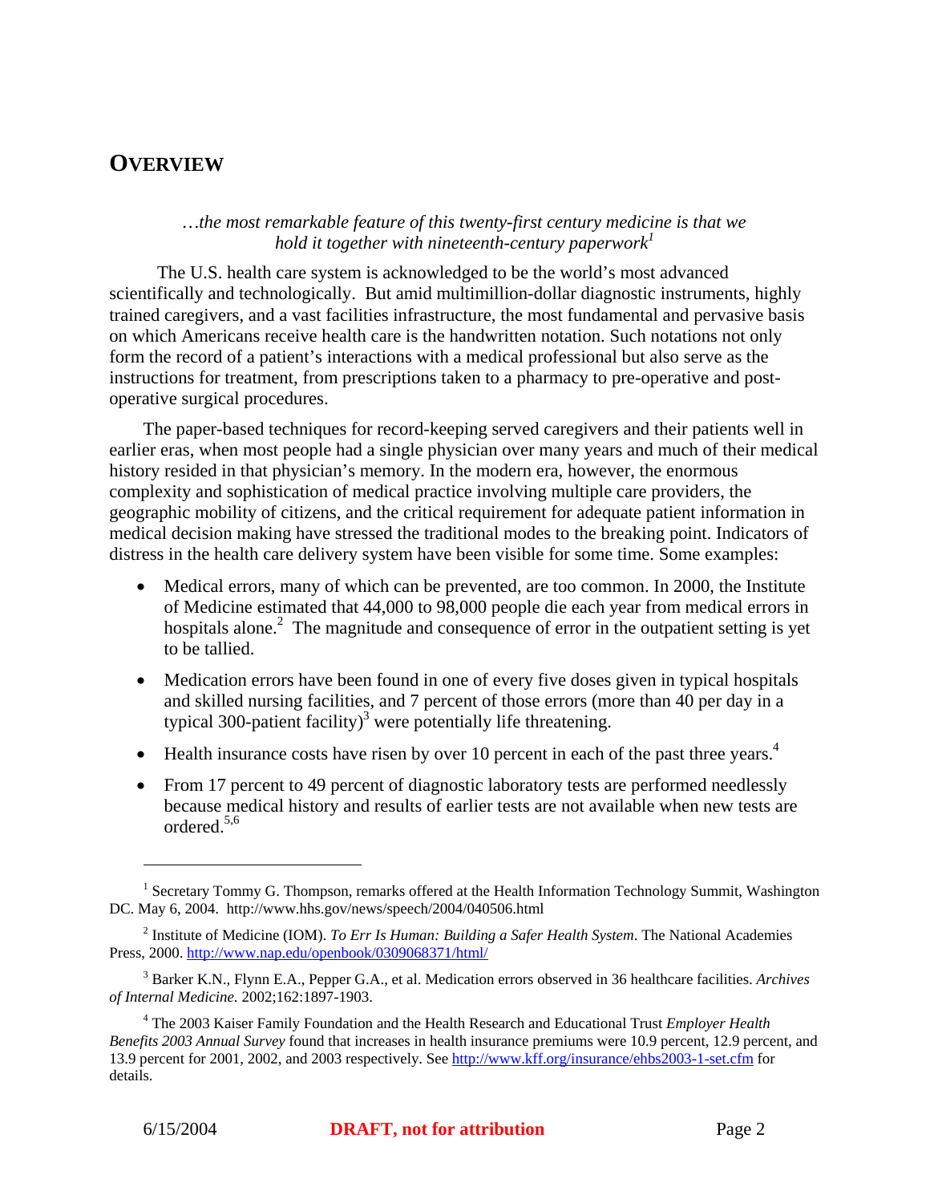## OVERVIEW

> *…the most remarkable feature of this twenty-first century medicine is that we hold it together with nineteenth-century paperwork*[1]

The U.S. health care system is acknowledged to be the world's most advanced scientifically and technologically. But amid multimillion-dollar diagnostic instruments, highly trained caregivers, and a vast facilities infrastructure, the most fundamental and pervasive basis on which Americans receive health care is the handwritten notation. Such notations not only form the record of a patient's interactions with a medical professional but also serve as the instructions for treatment, from prescriptions taken to a pharmacy to pre-operative and post-operative surgical procedures.

The paper-based techniques for record-keeping served caregivers and their patients well in earlier eras, when most people had a single physician over many years and much of their medical history resided in that physician's memory. In the modern era, however, the enormous complexity and sophistication of medical practice involving multiple care providers, the geographic mobility of citizens, and the critical requirement for adequate patient information in medical decision making have stressed the traditional modes to the breaking point. Indicators of distress in the health care delivery system have been visible for some time. Some examples:

- Medical errors, many of which can be prevented, are too common. In 2000, the Institute of Medicine estimated that 44,000 to 98,000 people die each year from medical errors in hospitals alone.[2] The magnitude and consequence of error in the outpatient setting is yet to be tallied.
- Medication errors have been found in one of every five doses given in typical hospitals and skilled nursing facilities, and 7 percent of those errors (more than 40 per day in a typical 300-patient facility)[3] were potentially life threatening.
- Health insurance costs have risen by over 10 percent in each of the past three years.[4]
- From 17 percent to 49 percent of diagnostic laboratory tests are performed needlessly because medical history and results of earlier tests are not available when new tests are ordered.[5,6]

---

[1] Secretary Tommy G. Thompson, remarks offered at the Health Information Technology Summit, Washington DC. May 6, 2004. http://www.hhs.gov/news/speech/2004/040506.html

[2] Institute of Medicine (IOM). *To Err Is Human: Building a Safer Health System*. The National Academies Press, 2000. http://www.nap.edu/openbook/0309068371/html/

[3] Barker K.N., Flynn E.A., Pepper G.A., et al. Medication errors observed in 36 healthcare facilities. *Archives of Internal Medicine.* 2002;162:1897-1903.

[4] The 2003 Kaiser Family Foundation and the Health Research and Educational Trust *Employer Health Benefits 2003 Annual Survey* found that increases in health insurance premiums were 10.9 percent, 12.9 percent, and 13.9 percent for 2001, 2002, and 2003 respectively. See http://www.kff.org/insurance/ehbs2003-1-set.cfm for details.

6/15/2004 **DRAFT, not for attribution**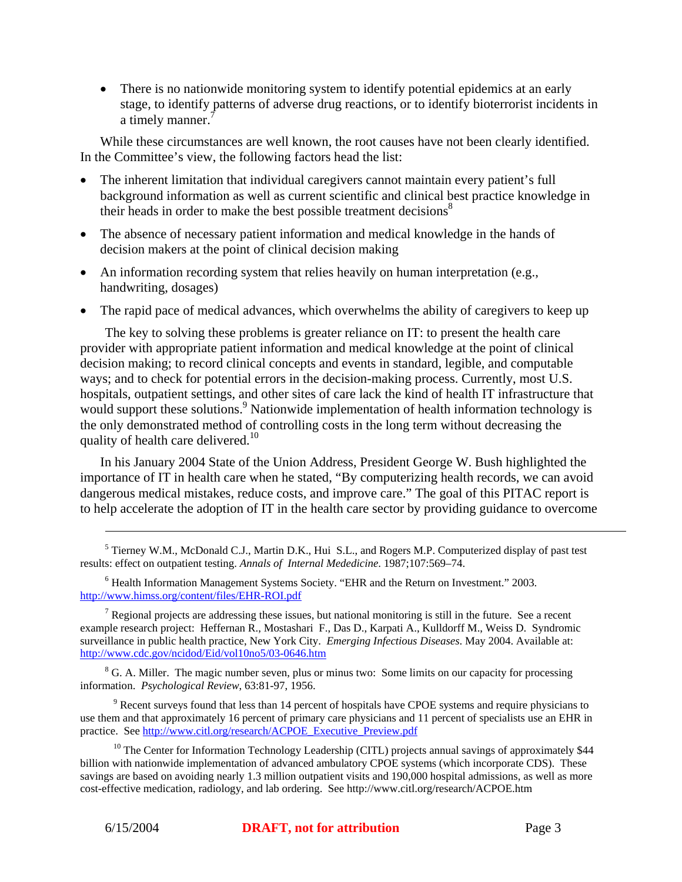- There is no nationwide monitoring system to identify potential epidemics at an early stage, to identify patterns of adverse drug reactions, or to identify bioterrorist incidents in a timely manner.[7]

While these circumstances are well known, the root causes have not been clearly identified. In the Committee's view, the following factors head the list:

- The inherent limitation that individual caregivers cannot maintain every patient's full background information as well as current scientific and clinical best practice knowledge in their heads in order to make the best possible treatment decisions[8]
- The absence of necessary patient information and medical knowledge in the hands of decision makers at the point of clinical decision making
- An information recording system that relies heavily on human interpretation (e.g., handwriting, dosages)
- The rapid pace of medical advances, which overwhelms the ability of caregivers to keep up

The key to solving these problems is greater reliance on IT: to present the health care provider with appropriate patient information and medical knowledge at the point of clinical decision making; to record clinical concepts and events in standard, legible, and computable ways; and to check for potential errors in the decision-making process. Currently, most U.S. hospitals, outpatient settings, and other sites of care lack the kind of health IT infrastructure that would support these solutions.[9] Nationwide implementation of health information technology is the only demonstrated method of controlling costs in the long term without decreasing the quality of health care delivered.[10]

In his January 2004 State of the Union Address, President George W. Bush highlighted the importance of IT in health care when he stated, "By computerizing health records, we can avoid dangerous medical mistakes, reduce costs, and improve care." The goal of this PITAC report is to help accelerate the adoption of IT in the health care sector by providing guidance to overcome

---

[5] Tierney W.M., McDonald C.J., Martin D.K., Hui S.L., and Rogers M.P. Computerized display of past test results: effect on outpatient testing. *Annals of Internal Medecidine*. 1987;107:569–74.

[6] Health Information Management Systems Society. "EHR and the Return on Investment." 2003. http://www.himss.org/content/files/EHR-ROI.pdf

[7] Regional projects are addressing these issues, but national monitoring is still in the future. See a recent example research project: Heffernan R., Mostashari F., Das D., Karpati A., Kulldorff M., Weiss D. Syndromic surveillance in public health practice, New York City. *Emerging Infectious Diseases*. May 2004. Available at: http://www.cdc.gov/ncidod/Eid/vol10no5/03-0646.htm

[8] G. A. Miller. The magic number seven, plus or minus two: Some limits on our capacity for processing information. *Psychological Review*, 63:81-97, 1956.

[9] Recent surveys found that less than 14 percent of hospitals have CPOE systems and require physicians to use them and that approximately 16 percent of primary care physicians and 11 percent of specialists use an EHR in practice. See http://www.citl.org/research/ACPOE_Executive_Preview.pdf

[10] The Center for Information Technology Leadership (CITL) projects annual savings of approximately $44 billion with nationwide implementation of advanced ambulatory CPOE systems (which incorporate CDS). These savings are based on avoiding nearly 1.3 million outpatient visits and 190,000 hospital admissions, as well as more cost-effective medication, radiology, and lab ordering. See http://www.citl.org/research/ACPOE.htm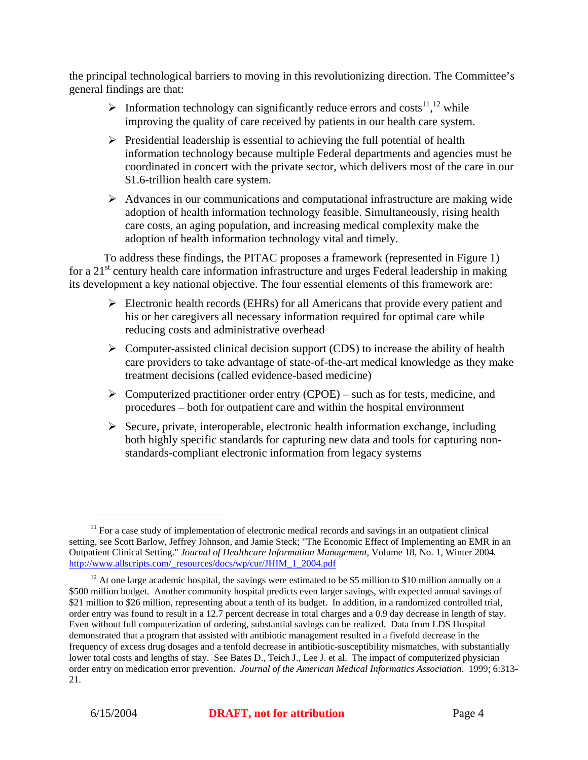the principal technological barriers to moving in this revolutionizing direction. The Committee's general findings are that:

- Information technology can significantly reduce errors and costs[11],[12] while improving the quality of care received by patients in our health care system.
- Presidential leadership is essential to achieving the full potential of health information technology because multiple Federal departments and agencies must be coordinated in concert with the private sector, which delivers most of the care in our $1.6-trillion health care system.
- Advances in our communications and computational infrastructure are making wide adoption of health information technology feasible. Simultaneously, rising health care costs, an aging population, and increasing medical complexity make the adoption of health information technology vital and timely.

To address these findings, the PITAC proposes a framework (represented in Figure 1) for a 21st century health care information infrastructure and urges Federal leadership in making its development a key national objective. The four essential elements of this framework are:

- Electronic health records (EHRs) for all Americans that provide every patient and his or her caregivers all necessary information required for optimal care while reducing costs and administrative overhead
- Computer-assisted clinical decision support (CDS) to increase the ability of health care providers to take advantage of state-of-the-art medical knowledge as they make treatment decisions (called evidence-based medicine)
- Computerized practitioner order entry (CPOE) – such as for tests, medicine, and procedures – both for outpatient care and within the hospital environment
- Secure, private, interoperable, electronic health information exchange, including both highly specific standards for capturing new data and tools for capturing non-standards-compliant electronic information from legacy systems

---

[11] For a case study of implementation of electronic medical records and savings in an outpatient clinical setting, see Scott Barlow, Jeffrey Johnson, and Jamie Steck; "The Economic Effect of Implementing an EMR in an Outpatient Clinical Setting." *Journal of Healthcare Information Management,* Volume 18, No. 1, Winter 2004*.* http://www.allscripts.com/_resources/docs/wp/cur/JHIM_1_2004.pdf

[12] At one large academic hospital, the savings were estimated to be $5 million to $10 million annually on a $500 million budget. Another community hospital predicts even larger savings, with expected annual savings of $21 million to $26 million, representing about a tenth of its budget. In addition, in a randomized controlled trial, order entry was found to result in a 12.7 percent decrease in total charges and a 0.9 day decrease in length of stay. Even without full computerization of ordering, substantial savings can be realized. Data from LDS Hospital demonstrated that a program that assisted with antibiotic management resulted in a fivefold decrease in the frequency of excess drug dosages and a tenfold decrease in antibiotic-susceptibility mismatches, with substantially lower total costs and lengths of stay. See Bates D., Teich J., Lee J. et al. The impact of computerized physician order entry on medication error prevention. *Journal of the American Medical Informatics Association*. 1999; 6:313-21.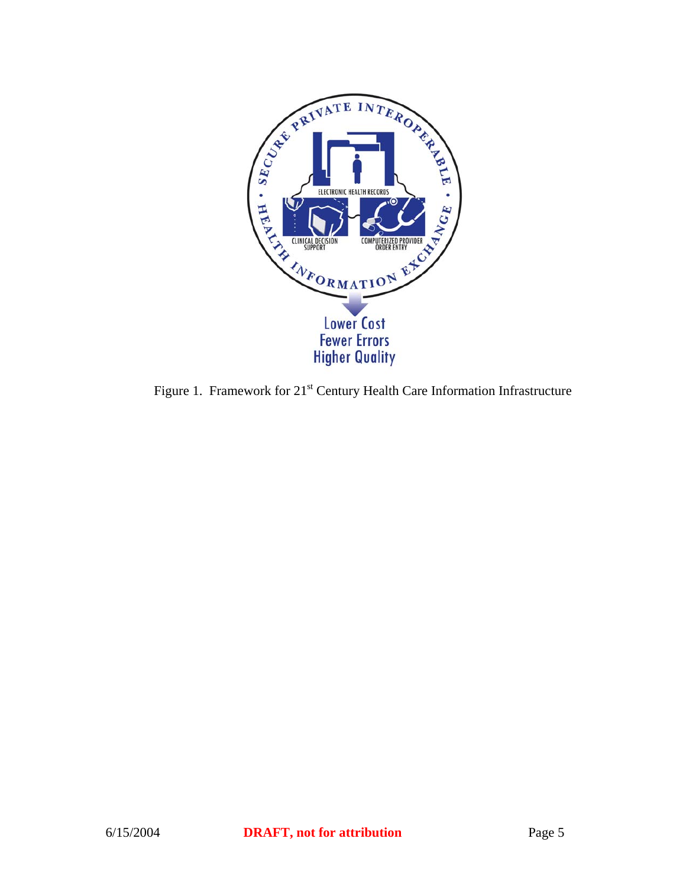Figure 1. Framework for 21st Century Health Care Information Infrastructure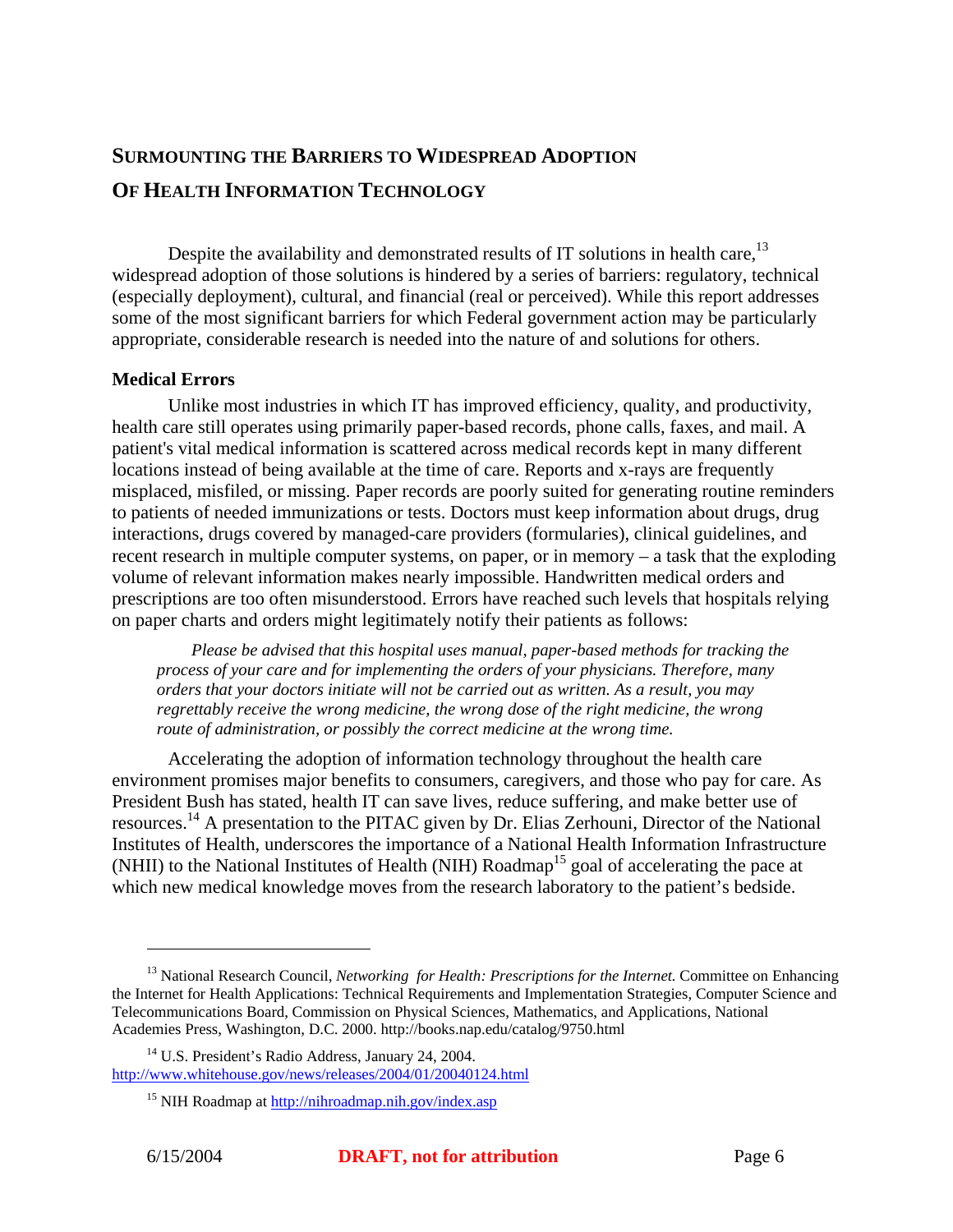## SURMOUNTING THE BARRIERS TO WIDESPREAD ADOPTION OF HEALTH INFORMATION TECHNOLOGY

Despite the availability and demonstrated results of IT solutions in health care,[13] widespread adoption of those solutions is hindered by a series of barriers: regulatory, technical (especially deployment), cultural, and financial (real or perceived). While this report addresses some of the most significant barriers for which Federal government action may be particularly appropriate, considerable research is needed into the nature of and solutions for others.

### Medical Errors

Unlike most industries in which IT has improved efficiency, quality, and productivity, health care still operates using primarily paper-based records, phone calls, faxes, and mail. A patient's vital medical information is scattered across medical records kept in many different locations instead of being available at the time of care. Reports and x-rays are frequently misplaced, misfiled, or missing. Paper records are poorly suited for generating routine reminders to patients of needed immunizations or tests. Doctors must keep information about drugs, drug interactions, drugs covered by managed-care providers (formularies), clinical guidelines, and recent research in multiple computer systems, on paper, or in memory – a task that the exploding volume of relevant information makes nearly impossible. Handwritten medical orders and prescriptions are too often misunderstood. Errors have reached such levels that hospitals relying on paper charts and orders might legitimately notify their patients as follows:

> *Please be advised that this hospital uses manual, paper-based methods for tracking the process of your care and for implementing the orders of your physicians. Therefore, many orders that your doctors initiate will not be carried out as written. As a result, you may regrettably receive the wrong medicine, the wrong dose of the right medicine, the wrong route of administration, or possibly the correct medicine at the wrong time.*

Accelerating the adoption of information technology throughout the health care environment promises major benefits to consumers, caregivers, and those who pay for care. As President Bush has stated, health IT can save lives, reduce suffering, and make better use of resources.[14] A presentation to the PITAC given by Dr. Elias Zerhouni, Director of the National Institutes of Health, underscores the importance of a National Health Information Infrastructure (NHII) to the National Institutes of Health (NIH) Roadmap[15] goal of accelerating the pace at which new medical knowledge moves from the research laboratory to the patient's bedside.

---

[13] National Research Council, *Networking for Health: Prescriptions for the Internet.* Committee on Enhancing the Internet for Health Applications: Technical Requirements and Implementation Strategies, Computer Science and Telecommunications Board, Commission on Physical Sciences, Mathematics, and Applications, National Academies Press, Washington, D.C. 2000. http://books.nap.edu/catalog/9750.html

[14] U.S. President's Radio Address, January 24, 2004. http://www.whitehouse.gov/news/releases/2004/01/20040124.html

[15] NIH Roadmap at http://nihroadmap.nih.gov/index.asp

6/15/2004 **DRAFT, not for attribution**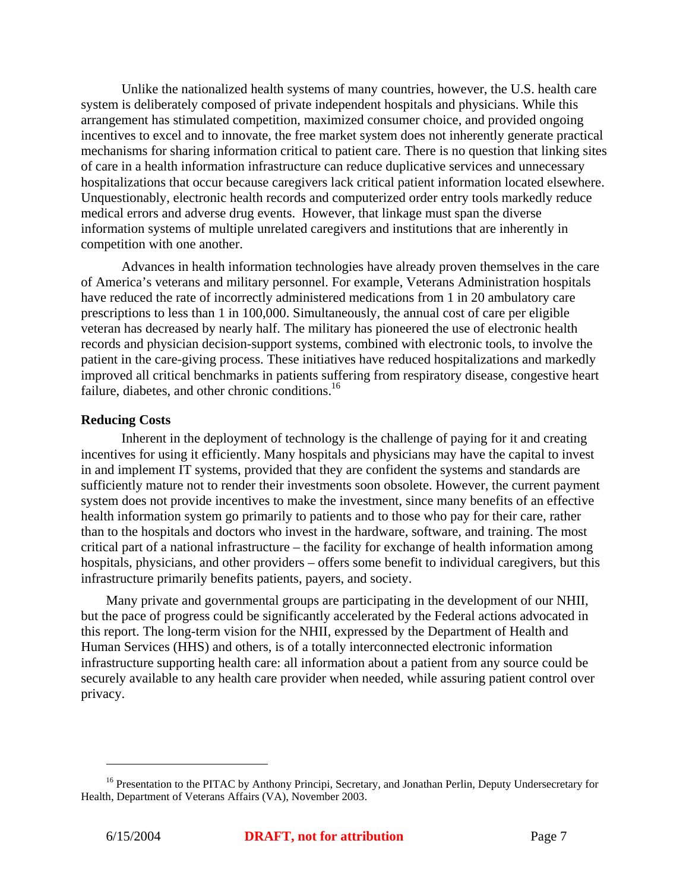Unlike the nationalized health systems of many countries, however, the U.S. health care system is deliberately composed of private independent hospitals and physicians. While this arrangement has stimulated competition, maximized consumer choice, and provided ongoing incentives to excel and to innovate, the free market system does not inherently generate practical mechanisms for sharing information critical to patient care. There is no question that linking sites of care in a health information infrastructure can reduce duplicative services and unnecessary hospitalizations that occur because caregivers lack critical patient information located elsewhere. Unquestionably, electronic health records and computerized order entry tools markedly reduce medical errors and adverse drug events. However, that linkage must span the diverse information systems of multiple unrelated caregivers and institutions that are inherently in competition with one another.

Advances in health information technologies have already proven themselves in the care of America's veterans and military personnel. For example, Veterans Administration hospitals have reduced the rate of incorrectly administered medications from 1 in 20 ambulatory care prescriptions to less than 1 in 100,000. Simultaneously, the annual cost of care per eligible veteran has decreased by nearly half. The military has pioneered the use of electronic health records and physician decision-support systems, combined with electronic tools, to involve the patient in the care-giving process. These initiatives have reduced hospitalizations and markedly improved all critical benchmarks in patients suffering from respiratory disease, congestive heart failure, diabetes, and other chronic conditions.[16]

**Reducing Costs**

Inherent in the deployment of technology is the challenge of paying for it and creating incentives for using it efficiently. Many hospitals and physicians may have the capital to invest in and implement IT systems, provided that they are confident the systems and standards are sufficiently mature not to render their investments soon obsolete. However, the current payment system does not provide incentives to make the investment, since many benefits of an effective health information system go primarily to patients and to those who pay for their care, rather than to the hospitals and doctors who invest in the hardware, software, and training. The most critical part of a national infrastructure – the facility for exchange of health information among hospitals, physicians, and other providers – offers some benefit to individual caregivers, but this infrastructure primarily benefits patients, payers, and society.

Many private and governmental groups are participating in the development of our NHII, but the pace of progress could be significantly accelerated by the Federal actions advocated in this report. The long-term vision for the NHII, expressed by the Department of Health and Human Services (HHS) and others, is of a totally interconnected electronic information infrastructure supporting health care: all information about a patient from any source could be securely available to any health care provider when needed, while assuring patient control over privacy.

[16] Presentation to the PITAC by Anthony Principi, Secretary, and Jonathan Perlin, Deputy Undersecretary for Health, Department of Veterans Affairs (VA), November 2003.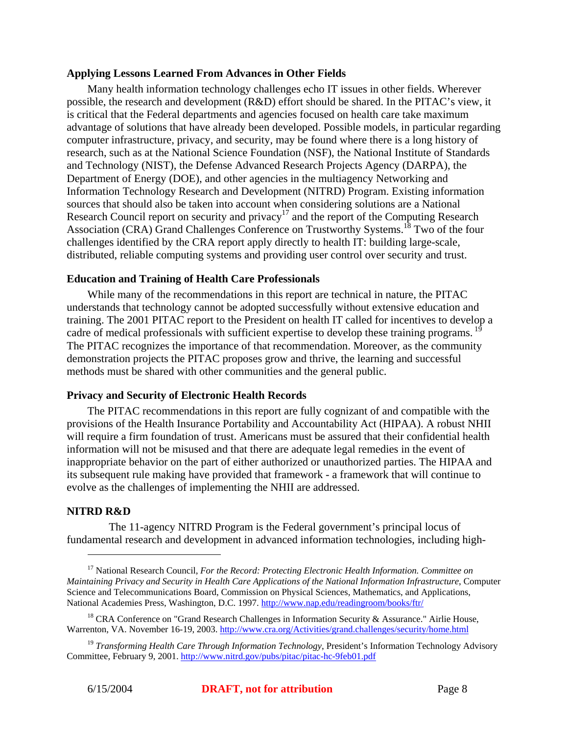**Applying Lessons Learned From Advances in Other Fields**

Many health information technology challenges echo IT issues in other fields. Wherever possible, the research and development (R&D) effort should be shared. In the PITAC's view, it is critical that the Federal departments and agencies focused on health care take maximum advantage of solutions that have already been developed. Possible models, in particular regarding computer infrastructure, privacy, and security, may be found where there is a long history of research, such as at the National Science Foundation (NSF), the National Institute of Standards and Technology (NIST), the Defense Advanced Research Projects Agency (DARPA), the Department of Energy (DOE), and other agencies in the multiagency Networking and Information Technology Research and Development (NITRD) Program. Existing information sources that should also be taken into account when considering solutions are a National Research Council report on security and privacy[17] and the report of the Computing Research Association (CRA) Grand Challenges Conference on Trustworthy Systems.[18] Two of the four challenges identified by the CRA report apply directly to health IT: building large-scale, distributed, reliable computing systems and providing user control over security and trust.

**Education and Training of Health Care Professionals**

While many of the recommendations in this report are technical in nature, the PITAC understands that technology cannot be adopted successfully without extensive education and training. The 2001 PITAC report to the President on health IT called for incentives to develop a cadre of medical professionals with sufficient expertise to develop these training programs.[19] The PITAC recognizes the importance of that recommendation. Moreover, as the community demonstration projects the PITAC proposes grow and thrive, the learning and successful methods must be shared with other communities and the general public.

**Privacy and Security of Electronic Health Records**

The PITAC recommendations in this report are fully cognizant of and compatible with the provisions of the Health Insurance Portability and Accountability Act (HIPAA). A robust NHII will require a firm foundation of trust. Americans must be assured that their confidential health information will not be misused and that there are adequate legal remedies in the event of inappropriate behavior on the part of either authorized or unauthorized parties. The HIPAA and its subsequent rule making have provided that framework - a framework that will continue to evolve as the challenges of implementing the NHII are addressed.

**NITRD R&D**

The 11-agency NITRD Program is the Federal government's principal locus of fundamental research and development in advanced information technologies, including high-

---

[17] National Research Council, *For the Record: Protecting Electronic Health Information. Committee on Maintaining Privacy and Security in Health Care Applications of the National Information Infrastructure*, Computer Science and Telecommunications Board, Commission on Physical Sciences, Mathematics, and Applications, National Academies Press, Washington, D.C. 1997. http://www.nap.edu/readingroom/books/ftr/

[18] CRA Conference on "Grand Research Challenges in Information Security & Assurance." Airlie House, Warrenton, VA. November 16-19, 2003. http://www.cra.org/Activities/grand.challenges/security/home.html

[19] *Transforming Health Care Through Information Technology*, President's Information Technology Advisory Committee, February 9, 2001. http://www.nitrd.gov/pubs/pitac/pitac-hc-9feb01.pdf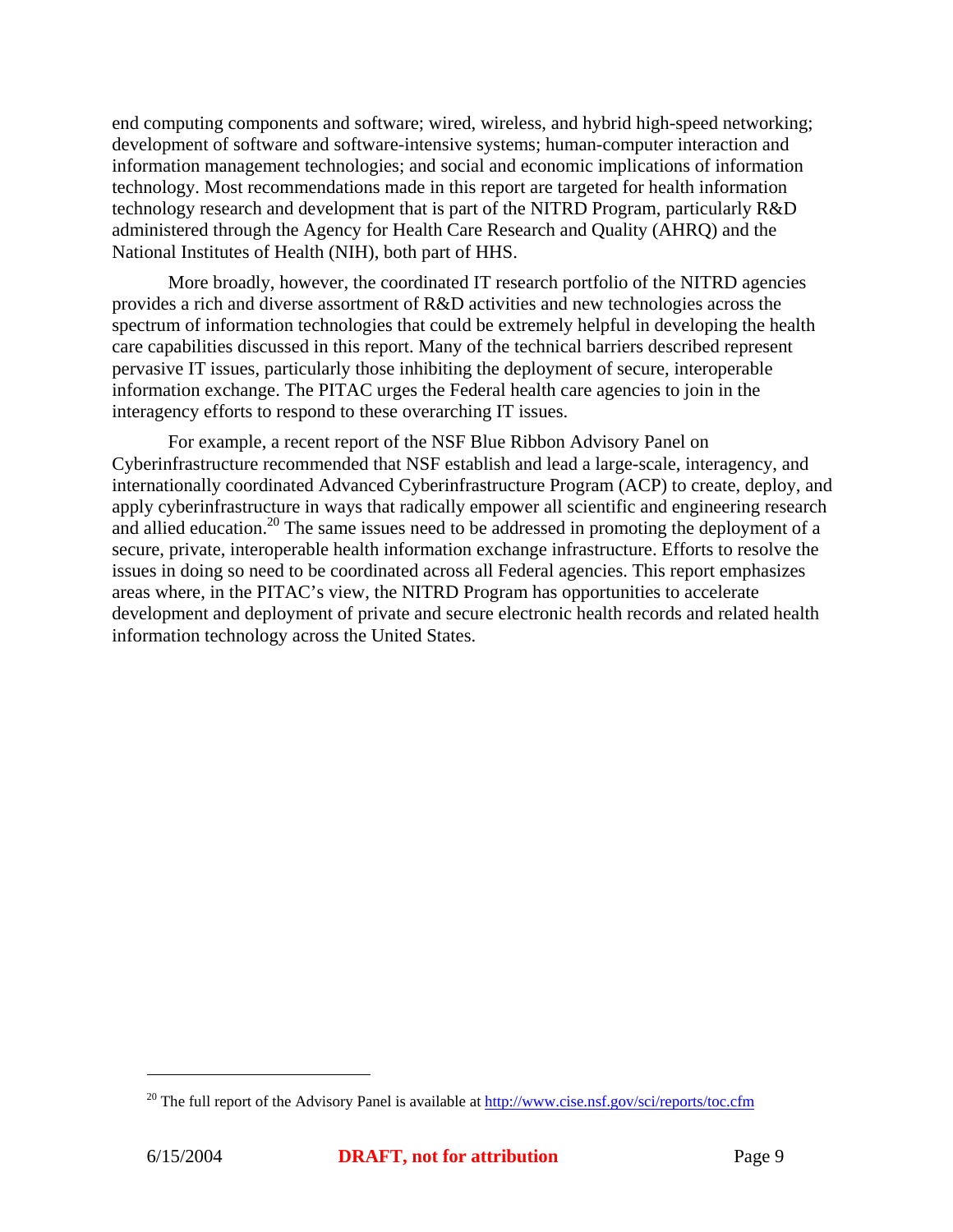end computing components and software; wired, wireless, and hybrid high-speed networking; development of software and software-intensive systems; human-computer interaction and information management technologies; and social and economic implications of information technology. Most recommendations made in this report are targeted for health information technology research and development that is part of the NITRD Program, particularly R&D administered through the Agency for Health Care Research and Quality (AHRQ) and the National Institutes of Health (NIH), both part of HHS.

More broadly, however, the coordinated IT research portfolio of the NITRD agencies provides a rich and diverse assortment of R&D activities and new technologies across the spectrum of information technologies that could be extremely helpful in developing the health care capabilities discussed in this report. Many of the technical barriers described represent pervasive IT issues, particularly those inhibiting the deployment of secure, interoperable information exchange. The PITAC urges the Federal health care agencies to join in the interagency efforts to respond to these overarching IT issues.

For example, a recent report of the NSF Blue Ribbon Advisory Panel on Cyberinfrastructure recommended that NSF establish and lead a large-scale, interagency, and internationally coordinated Advanced Cyberinfrastructure Program (ACP) to create, deploy, and apply cyberinfrastructure in ways that radically empower all scientific and engineering research and allied education.[20] The same issues need to be addressed in promoting the deployment of a secure, private, interoperable health information exchange infrastructure. Efforts to resolve the issues in doing so need to be coordinated across all Federal agencies. This report emphasizes areas where, in the PITAC's view, the NITRD Program has opportunities to accelerate development and deployment of private and secure electronic health records and related health information technology across the United States.

---

[20] The full report of the Advisory Panel is available at http://www.cise.nsf.gov/sci/reports/toc.cfm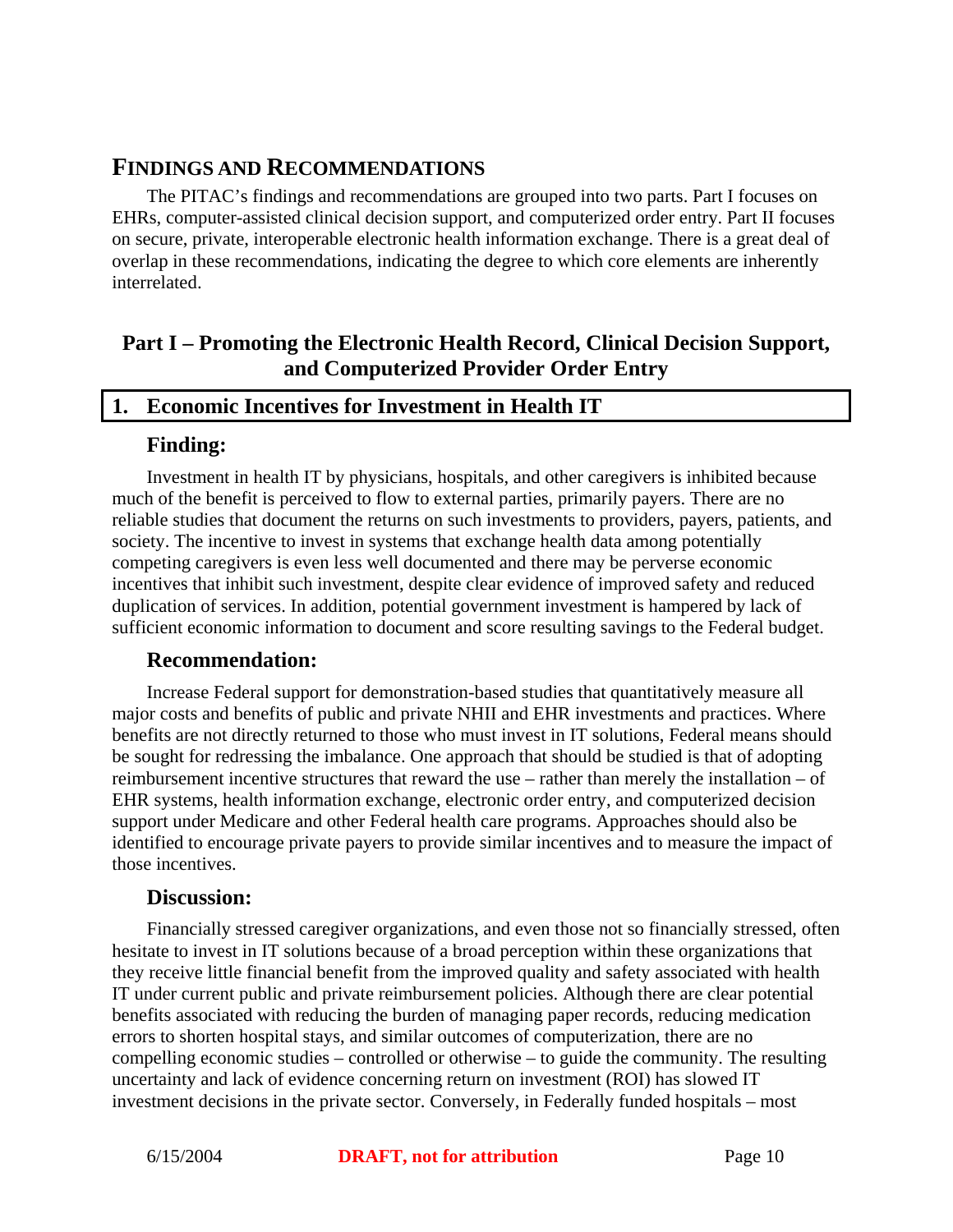## FINDINGS AND RECOMMENDATIONS

The PITAC's findings and recommendations are grouped into two parts. Part I focuses on EHRs, computer-assisted clinical decision support, and computerized order entry. Part II focuses on secure, private, interoperable electronic health information exchange. There is a great deal of overlap in these recommendations, indicating the degree to which core elements are inherently interrelated.

## Part I – Promoting the Electronic Health Record, Clinical Decision Support, and Computerized Provider Order Entry

### 1. Economic Incentives for Investment in Health IT

#### Finding:

Investment in health IT by physicians, hospitals, and other caregivers is inhibited because much of the benefit is perceived to flow to external parties, primarily payers. There are no reliable studies that document the returns on such investments to providers, payers, patients, and society. The incentive to invest in systems that exchange health data among potentially competing caregivers is even less well documented and there may be perverse economic incentives that inhibit such investment, despite clear evidence of improved safety and reduced duplication of services. In addition, potential government investment is hampered by lack of sufficient economic information to document and score resulting savings to the Federal budget.

#### Recommendation:

Increase Federal support for demonstration-based studies that quantitatively measure all major costs and benefits of public and private NHII and EHR investments and practices. Where benefits are not directly returned to those who must invest in IT solutions, Federal means should be sought for redressing the imbalance. One approach that should be studied is that of adopting reimbursement incentive structures that reward the use – rather than merely the installation – of EHR systems, health information exchange, electronic order entry, and computerized decision support under Medicare and other Federal health care programs. Approaches should also be identified to encourage private payers to provide similar incentives and to measure the impact of those incentives.

#### Discussion:

Financially stressed caregiver organizations, and even those not so financially stressed, often hesitate to invest in IT solutions because of a broad perception within these organizations that they receive little financial benefit from the improved quality and safety associated with health IT under current public and private reimbursement policies. Although there are clear potential benefits associated with reducing the burden of managing paper records, reducing medication errors to shorten hospital stays, and similar outcomes of computerization, there are no compelling economic studies – controlled or otherwise – to guide the community. The resulting uncertainty and lack of evidence concerning return on investment (ROI) has slowed IT investment decisions in the private sector. Conversely, in Federally funded hospitals – most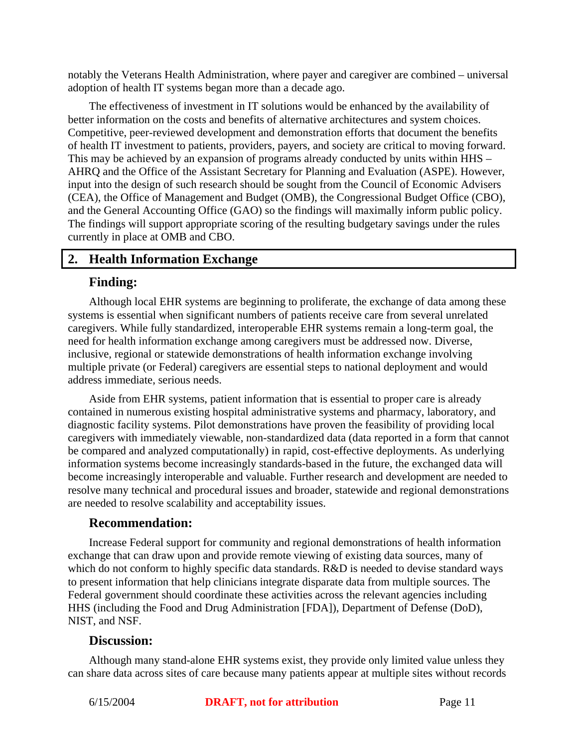notably the Veterans Health Administration, where payer and caregiver are combined – universal adoption of health IT systems began more than a decade ago.

The effectiveness of investment in IT solutions would be enhanced by the availability of better information on the costs and benefits of alternative architectures and system choices. Competitive, peer-reviewed development and demonstration efforts that document the benefits of health IT investment to patients, providers, payers, and society are critical to moving forward. This may be achieved by an expansion of programs already conducted by units within HHS – AHRQ and the Office of the Assistant Secretary for Planning and Evaluation (ASPE). However, input into the design of such research should be sought from the Council of Economic Advisers (CEA), the Office of Management and Budget (OMB), the Congressional Budget Office (CBO), and the General Accounting Office (GAO) so the findings will maximally inform public policy. The findings will support appropriate scoring of the resulting budgetary savings under the rules currently in place at OMB and CBO.

## 2. Health Information Exchange

### Finding:

Although local EHR systems are beginning to proliferate, the exchange of data among these systems is essential when significant numbers of patients receive care from several unrelated caregivers. While fully standardized, interoperable EHR systems remain a long-term goal, the need for health information exchange among caregivers must be addressed now. Diverse, inclusive, regional or statewide demonstrations of health information exchange involving multiple private (or Federal) caregivers are essential steps to national deployment and would address immediate, serious needs.

Aside from EHR systems, patient information that is essential to proper care is already contained in numerous existing hospital administrative systems and pharmacy, laboratory, and diagnostic facility systems. Pilot demonstrations have proven the feasibility of providing local caregivers with immediately viewable, non-standardized data (data reported in a form that cannot be compared and analyzed computationally) in rapid, cost-effective deployments. As underlying information systems become increasingly standards-based in the future, the exchanged data will become increasingly interoperable and valuable. Further research and development are needed to resolve many technical and procedural issues and broader, statewide and regional demonstrations are needed to resolve scalability and acceptability issues.

### Recommendation:

Increase Federal support for community and regional demonstrations of health information exchange that can draw upon and provide remote viewing of existing data sources, many of which do not conform to highly specific data standards. R&D is needed to devise standard ways to present information that help clinicians integrate disparate data from multiple sources. The Federal government should coordinate these activities across the relevant agencies including HHS (including the Food and Drug Administration [FDA]), Department of Defense (DoD), NIST, and NSF.

### Discussion:

Although many stand-alone EHR systems exist, they provide only limited value unless they can share data across sites of care because many patients appear at multiple sites without records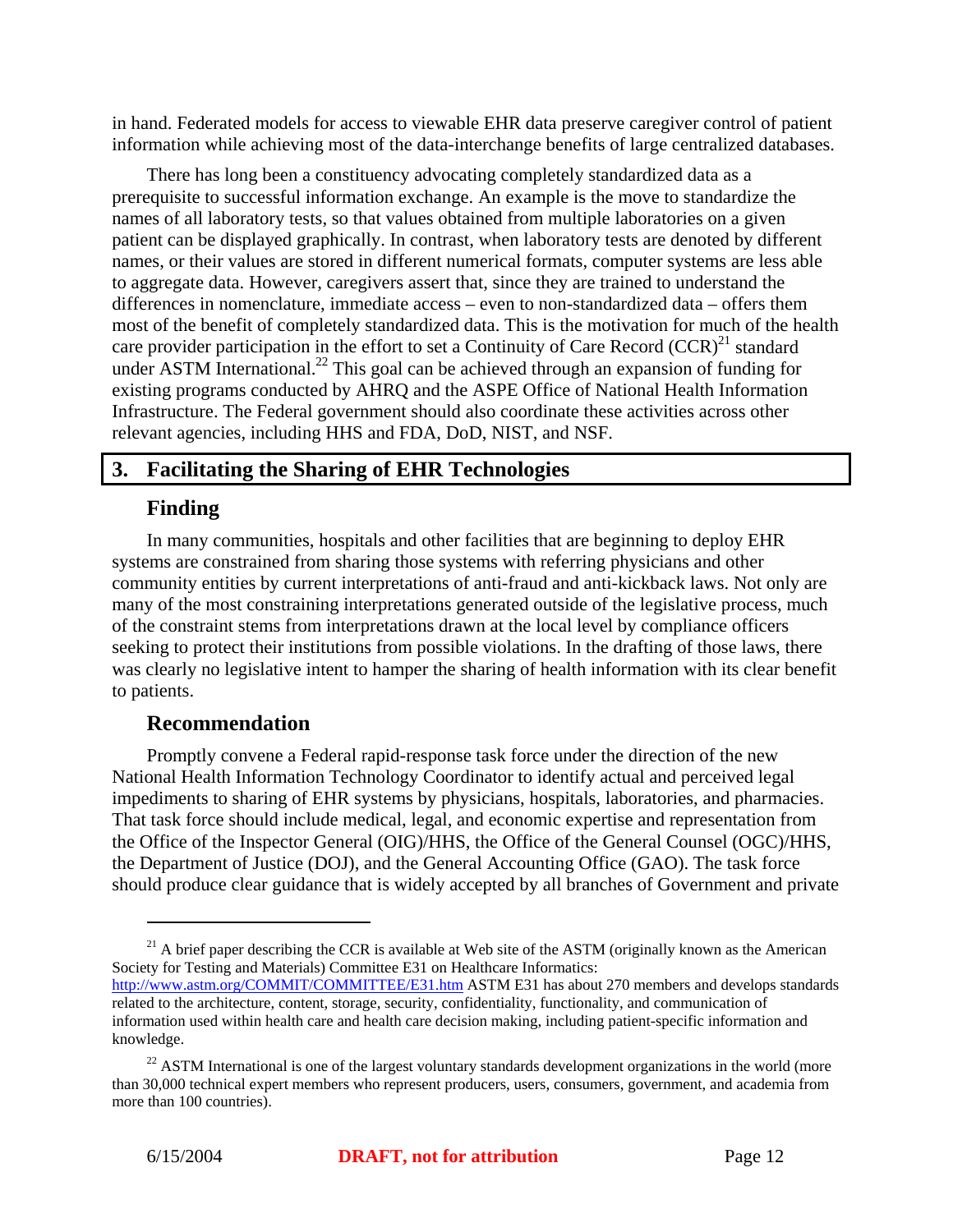in hand. Federated models for access to viewable EHR data preserve caregiver control of patient information while achieving most of the data-interchange benefits of large centralized databases.

There has long been a constituency advocating completely standardized data as a prerequisite to successful information exchange. An example is the move to standardize the names of all laboratory tests, so that values obtained from multiple laboratories on a given patient can be displayed graphically. In contrast, when laboratory tests are denoted by different names, or their values are stored in different numerical formats, computer systems are less able to aggregate data. However, caregivers assert that, since they are trained to understand the differences in nomenclature, immediate access – even to non-standardized data – offers them most of the benefit of completely standardized data. This is the motivation for much of the health care provider participation in the effort to set a Continuity of Care Record (CCR)[21] standard under ASTM International.[22] This goal can be achieved through an expansion of funding for existing programs conducted by AHRQ and the ASPE Office of National Health Information Infrastructure. The Federal government should also coordinate these activities across other relevant agencies, including HHS and FDA, DoD, NIST, and NSF.

## 3. Facilitating the Sharing of EHR Technologies

### Finding

In many communities, hospitals and other facilities that are beginning to deploy EHR systems are constrained from sharing those systems with referring physicians and other community entities by current interpretations of anti-fraud and anti-kickback laws. Not only are many of the most constraining interpretations generated outside of the legislative process, much of the constraint stems from interpretations drawn at the local level by compliance officers seeking to protect their institutions from possible violations. In the drafting of those laws, there was clearly no legislative intent to hamper the sharing of health information with its clear benefit to patients.

### Recommendation

Promptly convene a Federal rapid-response task force under the direction of the new National Health Information Technology Coordinator to identify actual and perceived legal impediments to sharing of EHR systems by physicians, hospitals, laboratories, and pharmacies. That task force should include medical, legal, and economic expertise and representation from the Office of the Inspector General (OIG)/HHS, the Office of the General Counsel (OGC)/HHS, the Department of Justice (DOJ), and the General Accounting Office (GAO). The task force should produce clear guidance that is widely accepted by all branches of Government and private

---

[21] A brief paper describing the CCR is available at Web site of the ASTM (originally known as the American Society for Testing and Materials) Committee E31 on Healthcare Informatics: http://www.astm.org/COMMIT/COMMITTEE/E31.htm ASTM E31 has about 270 members and develops standards related to the architecture, content, storage, security, confidentiality, functionality, and communication of information used within health care and health care decision making, including patient-specific information and knowledge.

[22] ASTM International is one of the largest voluntary standards development organizations in the world (more than 30,000 technical expert members who represent producers, users, consumers, government, and academia from more than 100 countries).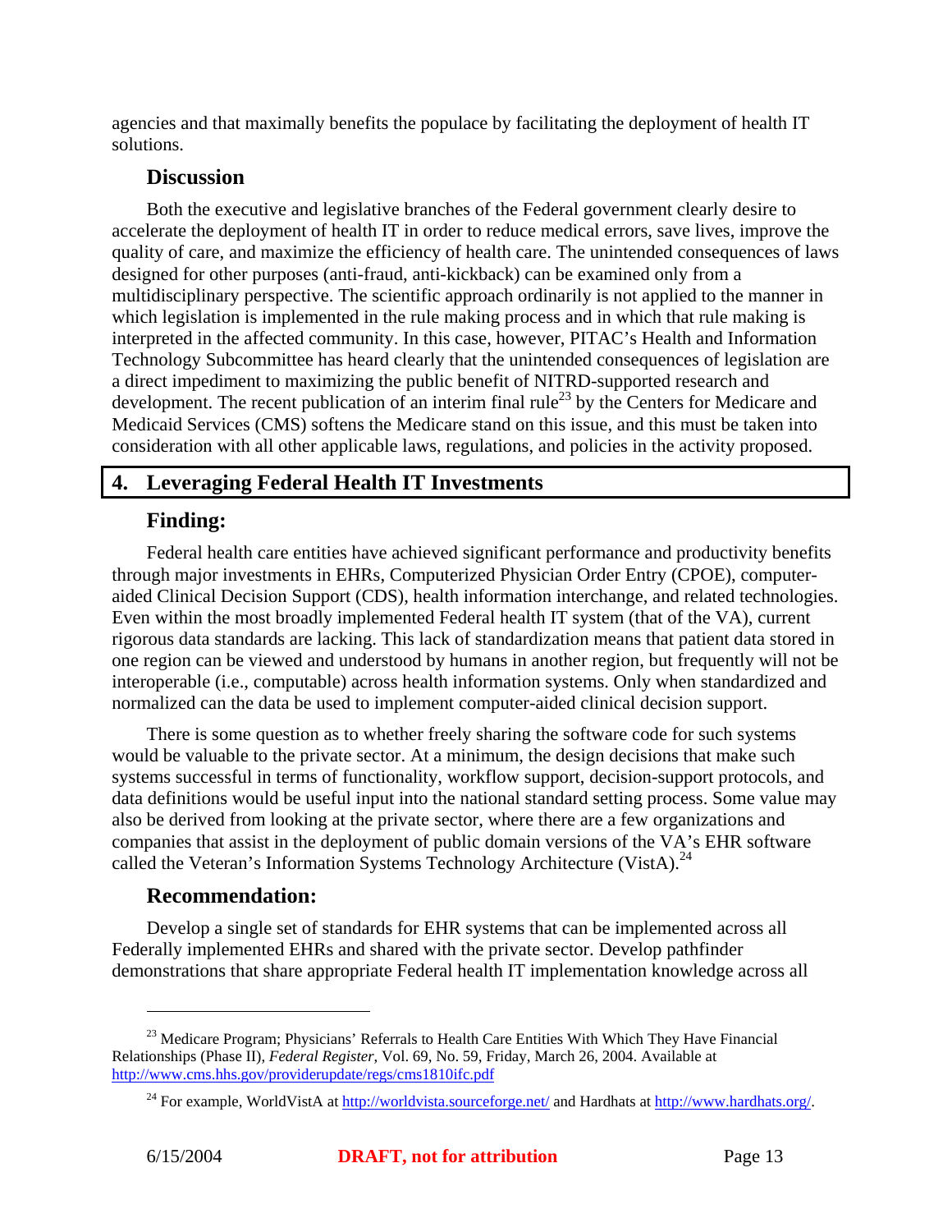agencies and that maximally benefits the populace by facilitating the deployment of health IT solutions.

### Discussion

Both the executive and legislative branches of the Federal government clearly desire to accelerate the deployment of health IT in order to reduce medical errors, save lives, improve the quality of care, and maximize the efficiency of health care. The unintended consequences of laws designed for other purposes (anti-fraud, anti-kickback) can be examined only from a multidisciplinary perspective. The scientific approach ordinarily is not applied to the manner in which legislation is implemented in the rule making process and in which that rule making is interpreted in the affected community. In this case, however, PITAC's Health and Information Technology Subcommittee has heard clearly that the unintended consequences of legislation are a direct impediment to maximizing the public benefit of NITRD-supported research and development. The recent publication of an interim final rule[23] by the Centers for Medicare and Medicaid Services (CMS) softens the Medicare stand on this issue, and this must be taken into consideration with all other applicable laws, regulations, and policies in the activity proposed.

## 4. Leveraging Federal Health IT Investments

### Finding:

Federal health care entities have achieved significant performance and productivity benefits through major investments in EHRs, Computerized Physician Order Entry (CPOE), computer-aided Clinical Decision Support (CDS), health information interchange, and related technologies. Even within the most broadly implemented Federal health IT system (that of the VA), current rigorous data standards are lacking. This lack of standardization means that patient data stored in one region can be viewed and understood by humans in another region, but frequently will not be interoperable (i.e., computable) across health information systems. Only when standardized and normalized can the data be used to implement computer-aided clinical decision support.

There is some question as to whether freely sharing the software code for such systems would be valuable to the private sector. At a minimum, the design decisions that make such systems successful in terms of functionality, workflow support, decision-support protocols, and data definitions would be useful input into the national standard setting process. Some value may also be derived from looking at the private sector, where there are a few organizations and companies that assist in the deployment of public domain versions of the VA's EHR software called the Veteran's Information Systems Technology Architecture (VistA).[24]

### Recommendation:

Develop a single set of standards for EHR systems that can be implemented across all Federally implemented EHRs and shared with the private sector. Develop pathfinder demonstrations that share appropriate Federal health IT implementation knowledge across all

---

[23] Medicare Program; Physicians' Referrals to Health Care Entities With Which They Have Financial Relationships (Phase II), *Federal Register*, Vol. 69, No. 59, Friday, March 26, 2004. Available at http://www.cms.hhs.gov/providerupdate/regs/cms1810ifc.pdf

[24] For example, WorldVistA at http://worldvista.sourceforge.net/ and Hardhats at http://www.hardhats.org/.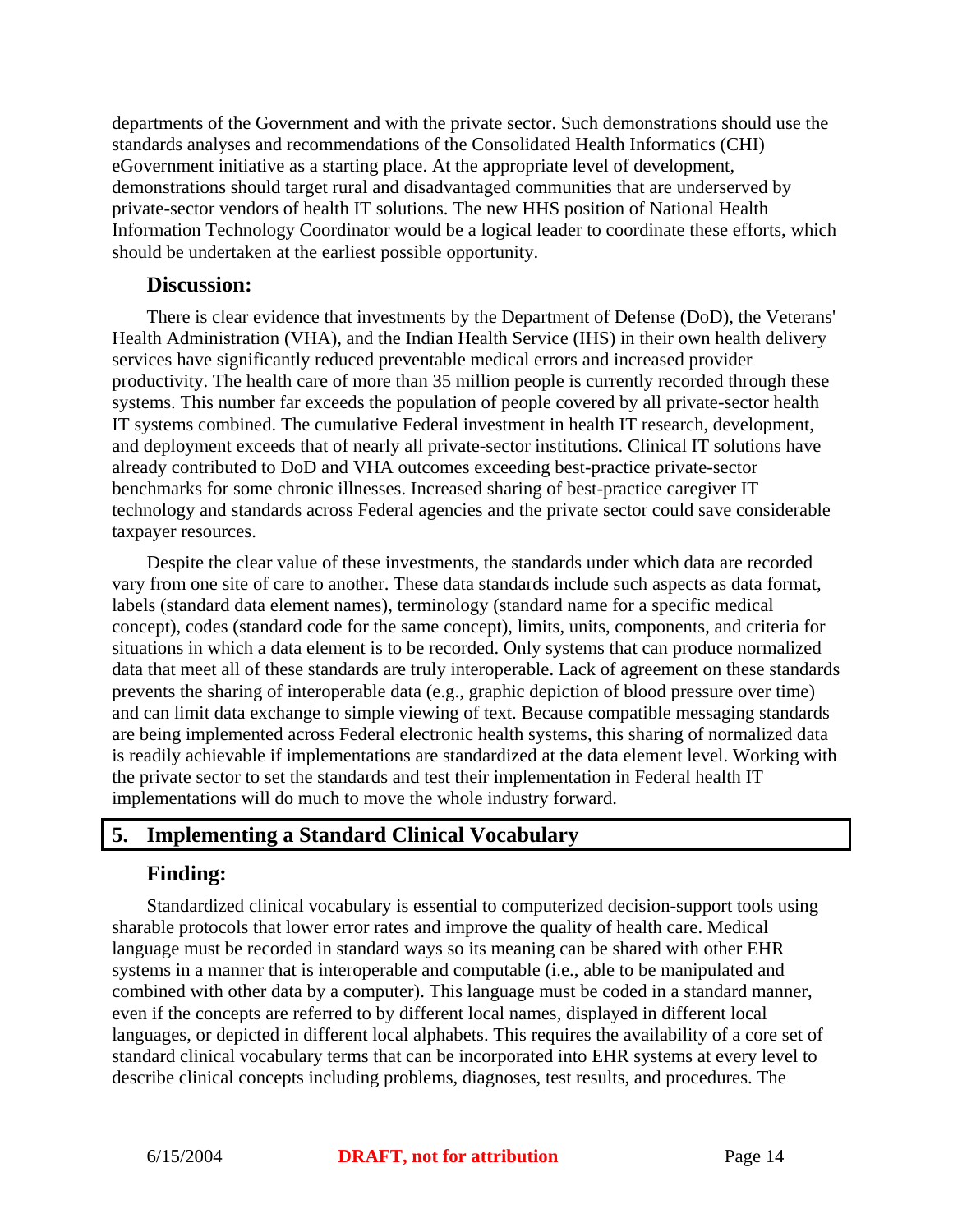departments of the Government and with the private sector. Such demonstrations should use the standards analyses and recommendations of the Consolidated Health Informatics (CHI) eGovernment initiative as a starting place. At the appropriate level of development, demonstrations should target rural and disadvantaged communities that are underserved by private-sector vendors of health IT solutions. The new HHS position of National Health Information Technology Coordinator would be a logical leader to coordinate these efforts, which should be undertaken at the earliest possible opportunity.

### Discussion:

There is clear evidence that investments by the Department of Defense (DoD), the Veterans' Health Administration (VHA), and the Indian Health Service (IHS) in their own health delivery services have significantly reduced preventable medical errors and increased provider productivity. The health care of more than 35 million people is currently recorded through these systems. This number far exceeds the population of people covered by all private-sector health IT systems combined. The cumulative Federal investment in health IT research, development, and deployment exceeds that of nearly all private-sector institutions. Clinical IT solutions have already contributed to DoD and VHA outcomes exceeding best-practice private-sector benchmarks for some chronic illnesses. Increased sharing of best-practice caregiver IT technology and standards across Federal agencies and the private sector could save considerable taxpayer resources.

Despite the clear value of these investments, the standards under which data are recorded vary from one site of care to another. These data standards include such aspects as data format, labels (standard data element names), terminology (standard name for a specific medical concept), codes (standard code for the same concept), limits, units, components, and criteria for situations in which a data element is to be recorded. Only systems that can produce normalized data that meet all of these standards are truly interoperable. Lack of agreement on these standards prevents the sharing of interoperable data (e.g., graphic depiction of blood pressure over time) and can limit data exchange to simple viewing of text. Because compatible messaging standards are being implemented across Federal electronic health systems, this sharing of normalized data is readily achievable if implementations are standardized at the data element level. Working with the private sector to set the standards and test their implementation in Federal health IT implementations will do much to move the whole industry forward.

## 5. Implementing a Standard Clinical Vocabulary

### Finding:

Standardized clinical vocabulary is essential to computerized decision-support tools using sharable protocols that lower error rates and improve the quality of health care. Medical language must be recorded in standard ways so its meaning can be shared with other EHR systems in a manner that is interoperable and computable (i.e., able to be manipulated and combined with other data by a computer). This language must be coded in a standard manner, even if the concepts are referred to by different local names, displayed in different local languages, or depicted in different local alphabets. This requires the availability of a core set of standard clinical vocabulary terms that can be incorporated into EHR systems at every level to describe clinical concepts including problems, diagnoses, test results, and procedures. The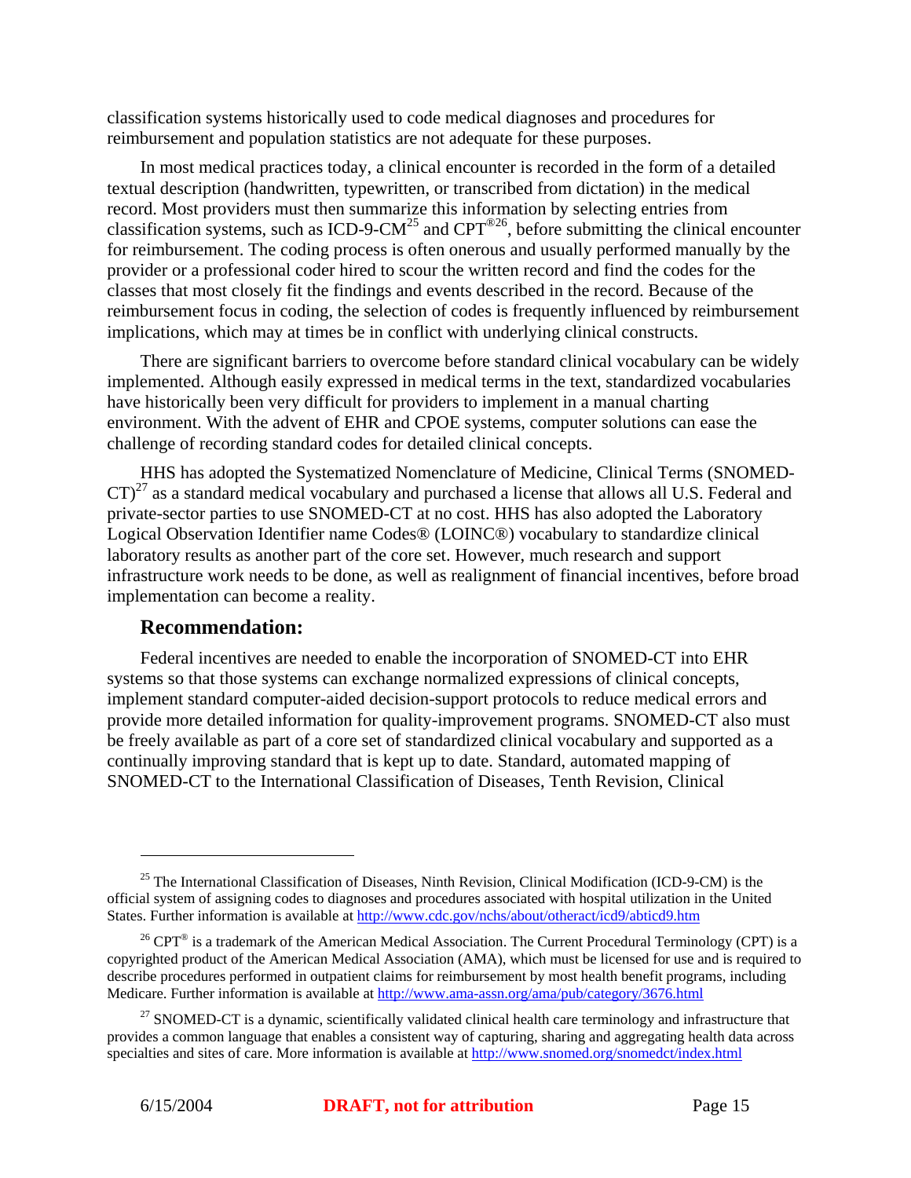classification systems historically used to code medical diagnoses and procedures for reimbursement and population statistics are not adequate for these purposes.

In most medical practices today, a clinical encounter is recorded in the form of a detailed textual description (handwritten, typewritten, or transcribed from dictation) in the medical record. Most providers must then summarize this information by selecting entries from classification systems, such as ICD-9-CM[25] and CPT®[26], before submitting the clinical encounter for reimbursement. The coding process is often onerous and usually performed manually by the provider or a professional coder hired to scour the written record and find the codes for the classes that most closely fit the findings and events described in the record. Because of the reimbursement focus in coding, the selection of codes is frequently influenced by reimbursement implications, which may at times be in conflict with underlying clinical constructs.

There are significant barriers to overcome before standard clinical vocabulary can be widely implemented. Although easily expressed in medical terms in the text, standardized vocabularies have historically been very difficult for providers to implement in a manual charting environment. With the advent of EHR and CPOE systems, computer solutions can ease the challenge of recording standard codes for detailed clinical concepts.

HHS has adopted the Systematized Nomenclature of Medicine, Clinical Terms (SNOMED-CT)[27] as a standard medical vocabulary and purchased a license that allows all U.S. Federal and private-sector parties to use SNOMED-CT at no cost. HHS has also adopted the Laboratory Logical Observation Identifier name Codes® (LOINC®) vocabulary to standardize clinical laboratory results as another part of the core set. However, much research and support infrastructure work needs to be done, as well as realignment of financial incentives, before broad implementation can become a reality.

### Recommendation:

Federal incentives are needed to enable the incorporation of SNOMED-CT into EHR systems so that those systems can exchange normalized expressions of clinical concepts, implement standard computer-aided decision-support protocols to reduce medical errors and provide more detailed information for quality-improvement programs. SNOMED-CT also must be freely available as part of a core set of standardized clinical vocabulary and supported as a continually improving standard that is kept up to date. Standard, automated mapping of SNOMED-CT to the International Classification of Diseases, Tenth Revision, Clinical

---

[25] The International Classification of Diseases, Ninth Revision, Clinical Modification (ICD-9-CM) is the official system of assigning codes to diagnoses and procedures associated with hospital utilization in the United States. Further information is available at http://www.cdc.gov/nchs/about/otheract/icd9/abticd9.htm

[26] CPT® is a trademark of the American Medical Association. The Current Procedural Terminology (CPT) is a copyrighted product of the American Medical Association (AMA), which must be licensed for use and is required to describe procedures performed in outpatient claims for reimbursement by most health benefit programs, including Medicare. Further information is available at http://www.ama-assn.org/ama/pub/category/3676.html

[27] SNOMED-CT is a dynamic, scientifically validated clinical health care terminology and infrastructure that provides a common language that enables a consistent way of capturing, sharing and aggregating health data across specialties and sites of care. More information is available at http://www.snomed.org/snomedct/index.html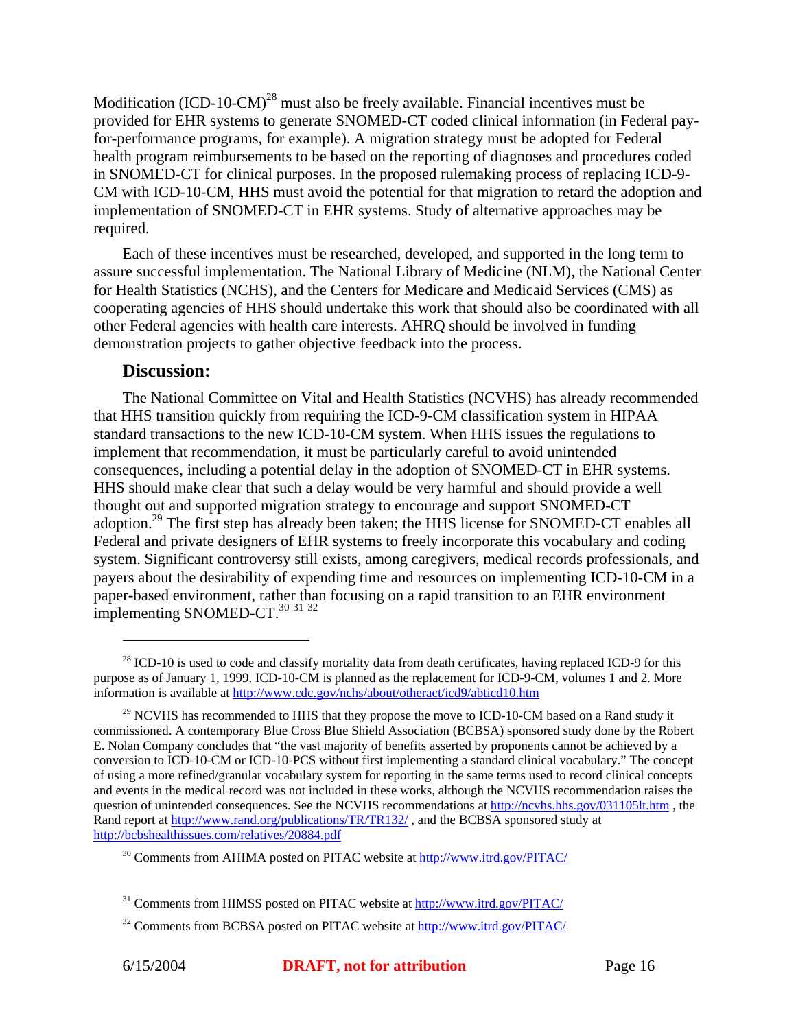Modification (ICD-10-CM)[28] must also be freely available. Financial incentives must be provided for EHR systems to generate SNOMED-CT coded clinical information (in Federal pay-for-performance programs, for example). A migration strategy must be adopted for Federal health program reimbursements to be based on the reporting of diagnoses and procedures coded in SNOMED-CT for clinical purposes. In the proposed rulemaking process of replacing ICD-9-CM with ICD-10-CM, HHS must avoid the potential for that migration to retard the adoption and implementation of SNOMED-CT in EHR systems. Study of alternative approaches may be required.

Each of these incentives must be researched, developed, and supported in the long term to assure successful implementation. The National Library of Medicine (NLM), the National Center for Health Statistics (NCHS), and the Centers for Medicare and Medicaid Services (CMS) as cooperating agencies of HHS should undertake this work that should also be coordinated with all other Federal agencies with health care interests. AHRQ should be involved in funding demonstration projects to gather objective feedback into the process.

### Discussion:

The National Committee on Vital and Health Statistics (NCVHS) has already recommended that HHS transition quickly from requiring the ICD-9-CM classification system in HIPAA standard transactions to the new ICD-10-CM system. When HHS issues the regulations to implement that recommendation, it must be particularly careful to avoid unintended consequences, including a potential delay in the adoption of SNOMED-CT in EHR systems. HHS should make clear that such a delay would be very harmful and should provide a well thought out and supported migration strategy to encourage and support SNOMED-CT adoption.[29] The first step has already been taken; the HHS license for SNOMED-CT enables all Federal and private designers of EHR systems to freely incorporate this vocabulary and coding system. Significant controversy still exists, among caregivers, medical records professionals, and payers about the desirability of expending time and resources on implementing ICD-10-CM in a paper-based environment, rather than focusing on a rapid transition to an EHR environment implementing SNOMED-CT.[30] [31] [32]

---

[28] ICD-10 is used to code and classify mortality data from death certificates, having replaced ICD-9 for this purpose as of January 1, 1999. ICD-10-CM is planned as the replacement for ICD-9-CM, volumes 1 and 2. More information is available at http://www.cdc.gov/nchs/about/otheract/icd9/abticd10.htm

[29] NCVHS has recommended to HHS that they propose the move to ICD-10-CM based on a Rand study it commissioned. A contemporary Blue Cross Blue Shield Association (BCBSA) sponsored study done by the Robert E. Nolan Company concludes that "the vast majority of benefits asserted by proponents cannot be achieved by a conversion to ICD-10-CM or ICD-10-PCS without first implementing a standard clinical vocabulary." The concept of using a more refined/granular vocabulary system for reporting in the same terms used to record clinical concepts and events in the medical record was not included in these works, although the NCVHS recommendation raises the question of unintended consequences. See the NCVHS recommendations at http://ncvhs.hhs.gov/031105lt.htm , the Rand report at http://www.rand.org/publications/TR/TR132/ , and the BCBSA sponsored study at http://bcbshealthissues.com/relatives/20884.pdf

[30] Comments from AHIMA posted on PITAC website at http://www.itrd.gov/PITAC/

[31] Comments from HIMSS posted on PITAC website at http://www.itrd.gov/PITAC/

[32] Comments from BCBSA posted on PITAC website at http://www.itrd.gov/PITAC/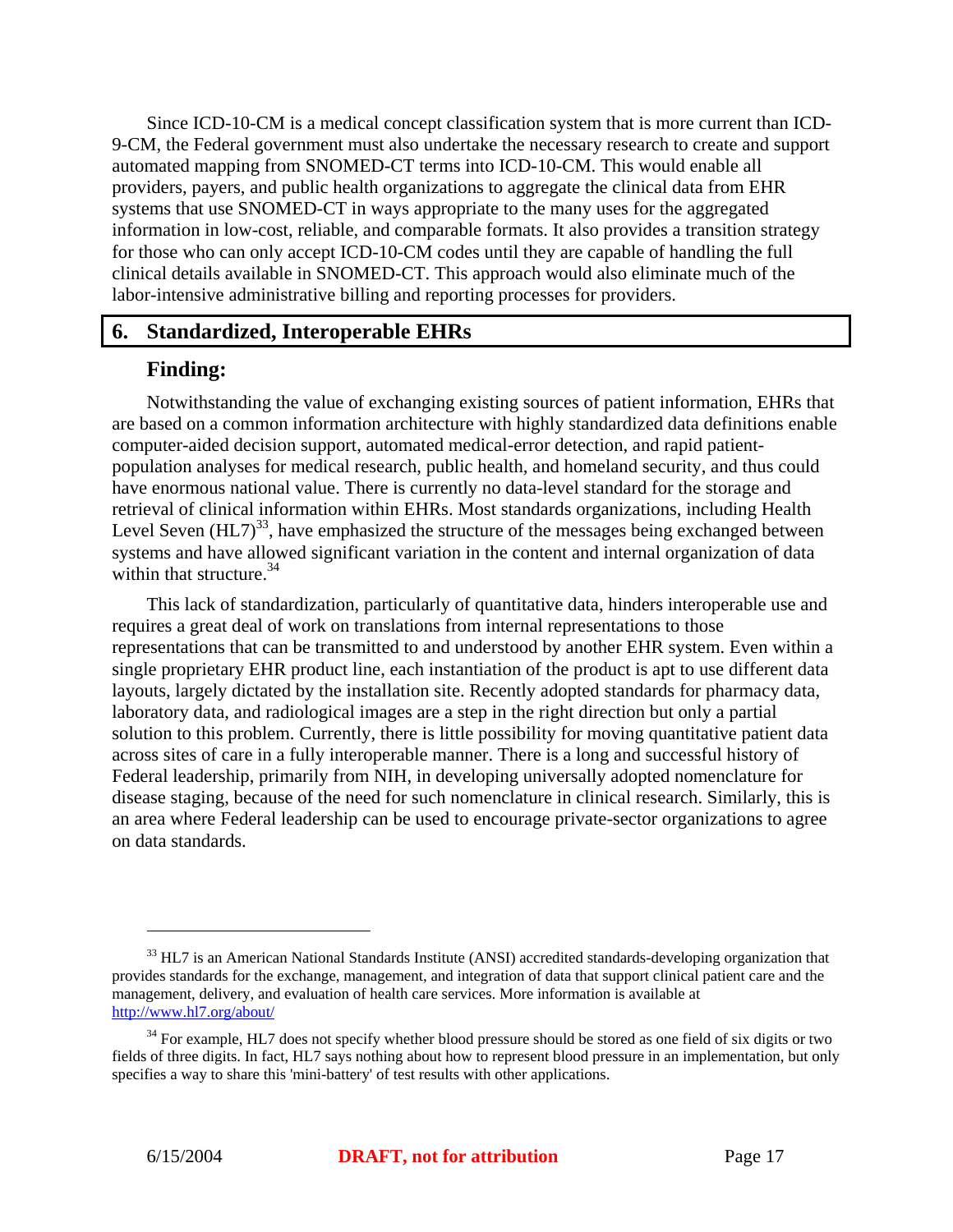Since ICD-10-CM is a medical concept classification system that is more current than ICD-9-CM, the Federal government must also undertake the necessary research to create and support automated mapping from SNOMED-CT terms into ICD-10-CM. This would enable all providers, payers, and public health organizations to aggregate the clinical data from EHR systems that use SNOMED-CT in ways appropriate to the many uses for the aggregated information in low-cost, reliable, and comparable formats. It also provides a transition strategy for those who can only accept ICD-10-CM codes until they are capable of handling the full clinical details available in SNOMED-CT. This approach would also eliminate much of the labor-intensive administrative billing and reporting processes for providers.

## 6. Standardized, Interoperable EHRs

### Finding:

Notwithstanding the value of exchanging existing sources of patient information, EHRs that are based on a common information architecture with highly standardized data definitions enable computer-aided decision support, automated medical-error detection, and rapid patient-population analyses for medical research, public health, and homeland security, and thus could have enormous national value. There is currently no data-level standard for the storage and retrieval of clinical information within EHRs. Most standards organizations, including Health Level Seven (HL7)[33], have emphasized the structure of the messages being exchanged between systems and have allowed significant variation in the content and internal organization of data within that structure.[34]

This lack of standardization, particularly of quantitative data, hinders interoperable use and requires a great deal of work on translations from internal representations to those representations that can be transmitted to and understood by another EHR system. Even within a single proprietary EHR product line, each instantiation of the product is apt to use different data layouts, largely dictated by the installation site. Recently adopted standards for pharmacy data, laboratory data, and radiological images are a step in the right direction but only a partial solution to this problem. Currently, there is little possibility for moving quantitative patient data across sites of care in a fully interoperable manner. There is a long and successful history of Federal leadership, primarily from NIH, in developing universally adopted nomenclature for disease staging, because of the need for such nomenclature in clinical research. Similarly, this is an area where Federal leadership can be used to encourage private-sector organizations to agree on data standards.

---

[33] HL7 is an American National Standards Institute (ANSI) accredited standards-developing organization that provides standards for the exchange, management, and integration of data that support clinical patient care and the management, delivery, and evaluation of health care services. More information is available at http://www.hl7.org/about/

[34] For example, HL7 does not specify whether blood pressure should be stored as one field of six digits or two fields of three digits. In fact, HL7 says nothing about how to represent blood pressure in an implementation, but only specifies a way to share this 'mini-battery' of test results with other applications.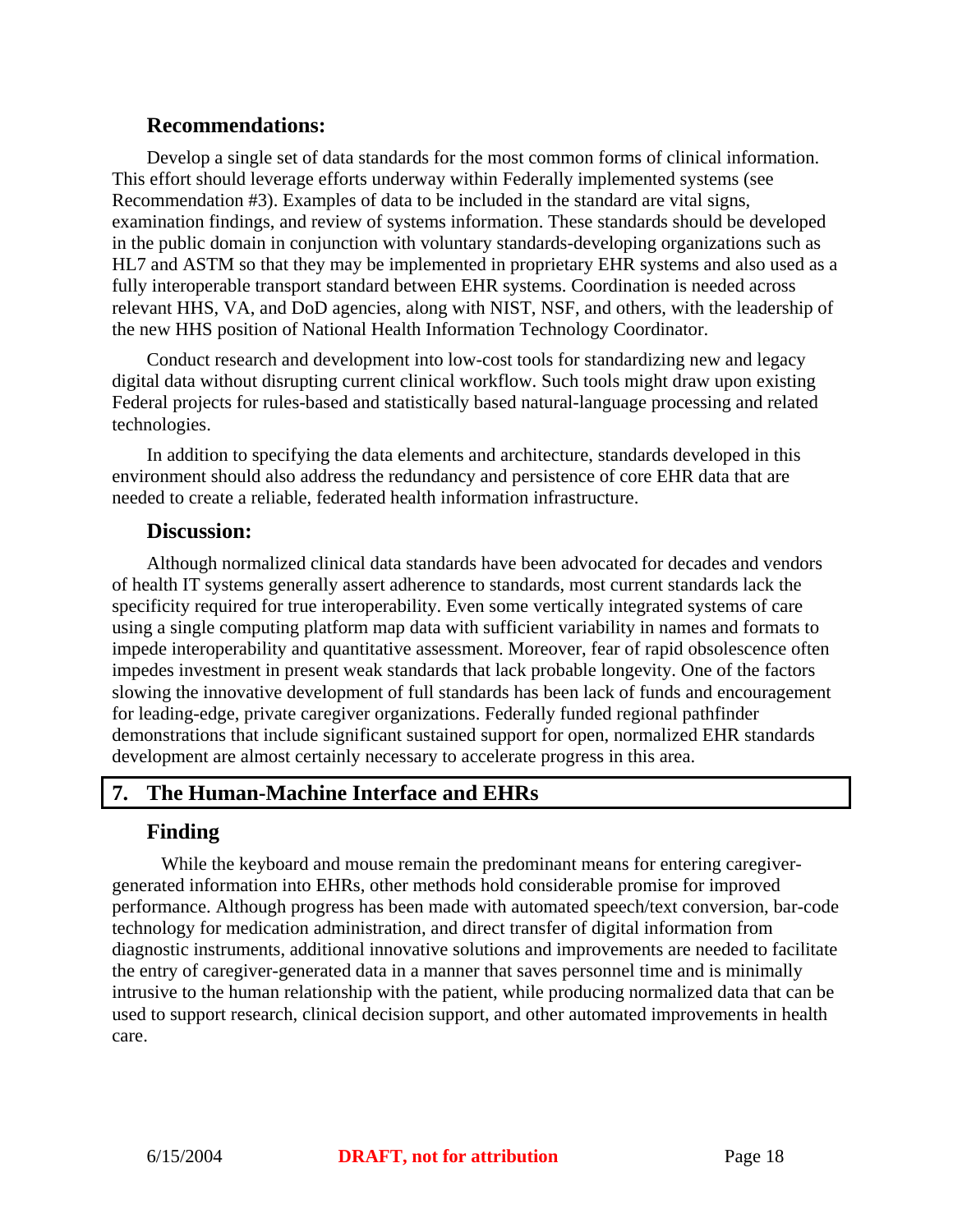### Recommendations:

Develop a single set of data standards for the most common forms of clinical information. This effort should leverage efforts underway within Federally implemented systems (see Recommendation #3). Examples of data to be included in the standard are vital signs, examination findings, and review of systems information. These standards should be developed in the public domain in conjunction with voluntary standards-developing organizations such as HL7 and ASTM so that they may be implemented in proprietary EHR systems and also used as a fully interoperable transport standard between EHR systems. Coordination is needed across relevant HHS, VA, and DoD agencies, along with NIST, NSF, and others, with the leadership of the new HHS position of National Health Information Technology Coordinator.

Conduct research and development into low-cost tools for standardizing new and legacy digital data without disrupting current clinical workflow. Such tools might draw upon existing Federal projects for rules-based and statistically based natural-language processing and related technologies.

In addition to specifying the data elements and architecture, standards developed in this environment should also address the redundancy and persistence of core EHR data that are needed to create a reliable, federated health information infrastructure.

### Discussion:

Although normalized clinical data standards have been advocated for decades and vendors of health IT systems generally assert adherence to standards, most current standards lack the specificity required for true interoperability. Even some vertically integrated systems of care using a single computing platform map data with sufficient variability in names and formats to impede interoperability and quantitative assessment. Moreover, fear of rapid obsolescence often impedes investment in present weak standards that lack probable longevity. One of the factors slowing the innovative development of full standards has been lack of funds and encouragement for leading-edge, private caregiver organizations. Federally funded regional pathfinder demonstrations that include significant sustained support for open, normalized EHR standards development are almost certainly necessary to accelerate progress in this area.

## 7. The Human-Machine Interface and EHRs

### Finding

While the keyboard and mouse remain the predominant means for entering caregiver-generated information into EHRs, other methods hold considerable promise for improved performance. Although progress has been made with automated speech/text conversion, bar-code technology for medication administration, and direct transfer of digital information from diagnostic instruments, additional innovative solutions and improvements are needed to facilitate the entry of caregiver-generated data in a manner that saves personnel time and is minimally intrusive to the human relationship with the patient, while producing normalized data that can be used to support research, clinical decision support, and other automated improvements in health care.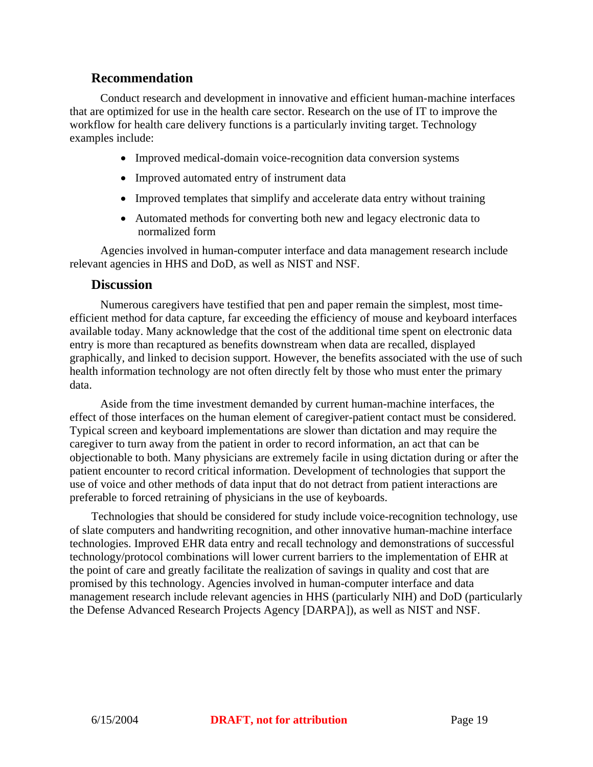### Recommendation

Conduct research and development in innovative and efficient human-machine interfaces that are optimized for use in the health care sector. Research on the use of IT to improve the workflow for health care delivery functions is a particularly inviting target. Technology examples include:

- Improved medical-domain voice-recognition data conversion systems
- Improved automated entry of instrument data
- Improved templates that simplify and accelerate data entry without training
- Automated methods for converting both new and legacy electronic data to normalized form

Agencies involved in human-computer interface and data management research include relevant agencies in HHS and DoD, as well as NIST and NSF.

### Discussion

Numerous caregivers have testified that pen and paper remain the simplest, most time-efficient method for data capture, far exceeding the efficiency of mouse and keyboard interfaces available today. Many acknowledge that the cost of the additional time spent on electronic data entry is more than recaptured as benefits downstream when data are recalled, displayed graphically, and linked to decision support. However, the benefits associated with the use of such health information technology are not often directly felt by those who must enter the primary data.

Aside from the time investment demanded by current human-machine interfaces, the effect of those interfaces on the human element of caregiver-patient contact must be considered. Typical screen and keyboard implementations are slower than dictation and may require the caregiver to turn away from the patient in order to record information, an act that can be objectionable to both. Many physicians are extremely facile in using dictation during or after the patient encounter to record critical information. Development of technologies that support the use of voice and other methods of data input that do not detract from patient interactions are preferable to forced retraining of physicians in the use of keyboards.

Technologies that should be considered for study include voice-recognition technology, use of slate computers and handwriting recognition, and other innovative human-machine interface technologies. Improved EHR data entry and recall technology and demonstrations of successful technology/protocol combinations will lower current barriers to the implementation of EHR at the point of care and greatly facilitate the realization of savings in quality and cost that are promised by this technology. Agencies involved in human-computer interface and data management research include relevant agencies in HHS (particularly NIH) and DoD (particularly the Defense Advanced Research Projects Agency [DARPA]), as well as NIST and NSF.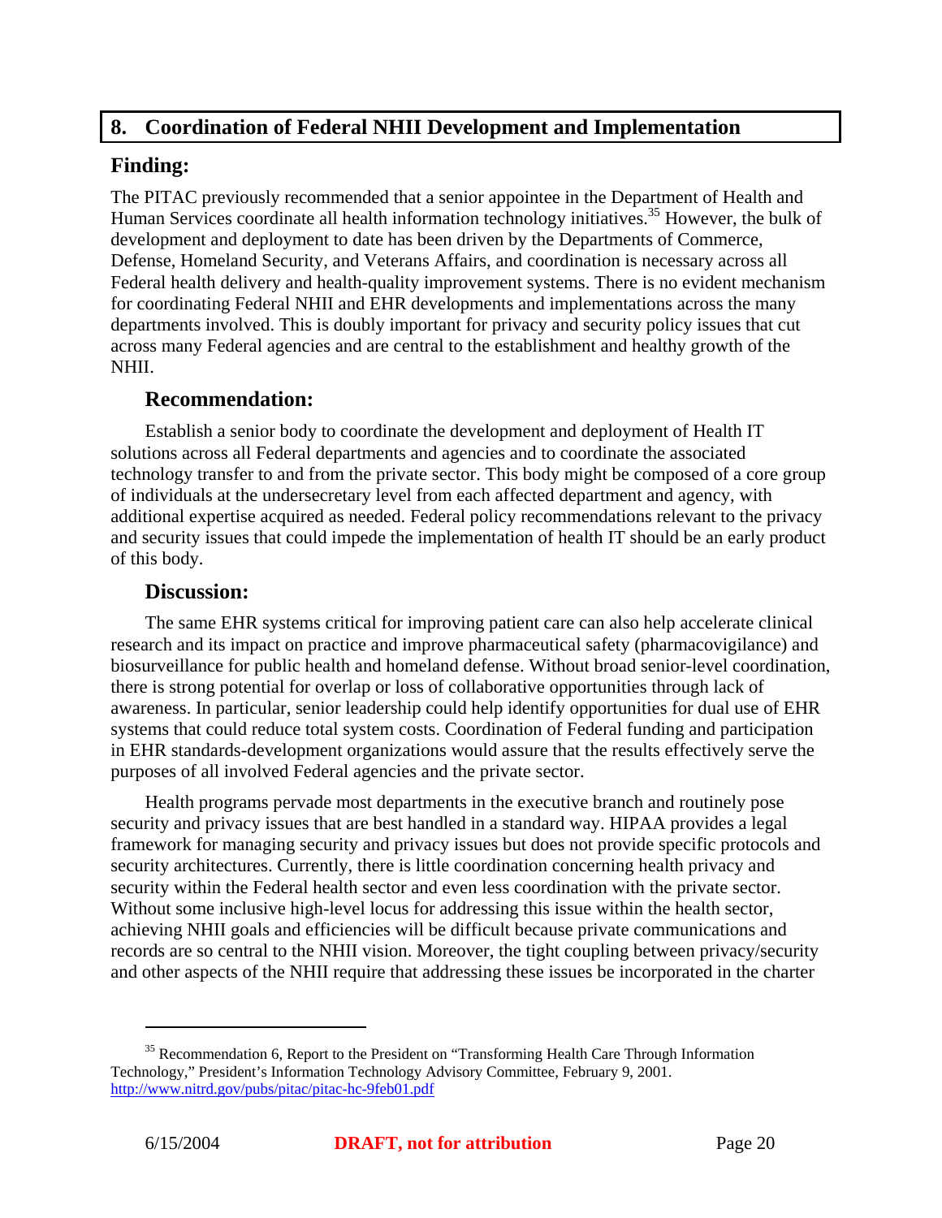## 8. Coordination of Federal NHII Development and Implementation

### Finding:

The PITAC previously recommended that a senior appointee in the Department of Health and Human Services coordinate all health information technology initiatives.[35] However, the bulk of development and deployment to date has been driven by the Departments of Commerce, Defense, Homeland Security, and Veterans Affairs, and coordination is necessary across all Federal health delivery and health-quality improvement systems. There is no evident mechanism for coordinating Federal NHII and EHR developments and implementations across the many departments involved. This is doubly important for privacy and security policy issues that cut across many Federal agencies and are central to the establishment and healthy growth of the NHII.

### Recommendation:

Establish a senior body to coordinate the development and deployment of Health IT solutions across all Federal departments and agencies and to coordinate the associated technology transfer to and from the private sector. This body might be composed of a core group of individuals at the undersecretary level from each affected department and agency, with additional expertise acquired as needed. Federal policy recommendations relevant to the privacy and security issues that could impede the implementation of health IT should be an early product of this body.

### Discussion:

The same EHR systems critical for improving patient care can also help accelerate clinical research and its impact on practice and improve pharmaceutical safety (pharmacovigilance) and biosurveillance for public health and homeland defense. Without broad senior-level coordination, there is strong potential for overlap or loss of collaborative opportunities through lack of awareness. In particular, senior leadership could help identify opportunities for dual use of EHR systems that could reduce total system costs. Coordination of Federal funding and participation in EHR standards-development organizations would assure that the results effectively serve the purposes of all involved Federal agencies and the private sector.

Health programs pervade most departments in the executive branch and routinely pose security and privacy issues that are best handled in a standard way. HIPAA provides a legal framework for managing security and privacy issues but does not provide specific protocols and security architectures. Currently, there is little coordination concerning health privacy and security within the Federal health sector and even less coordination with the private sector. Without some inclusive high-level locus for addressing this issue within the health sector, achieving NHII goals and efficiencies will be difficult because private communications and records are so central to the NHII vision. Moreover, the tight coupling between privacy/security and other aspects of the NHII require that addressing these issues be incorporated in the charter

---

[35] Recommendation 6, Report to the President on "Transforming Health Care Through Information Technology," President's Information Technology Advisory Committee, February 9, 2001. http://www.nitrd.gov/pubs/pitac/pitac-hc-9feb01.pdf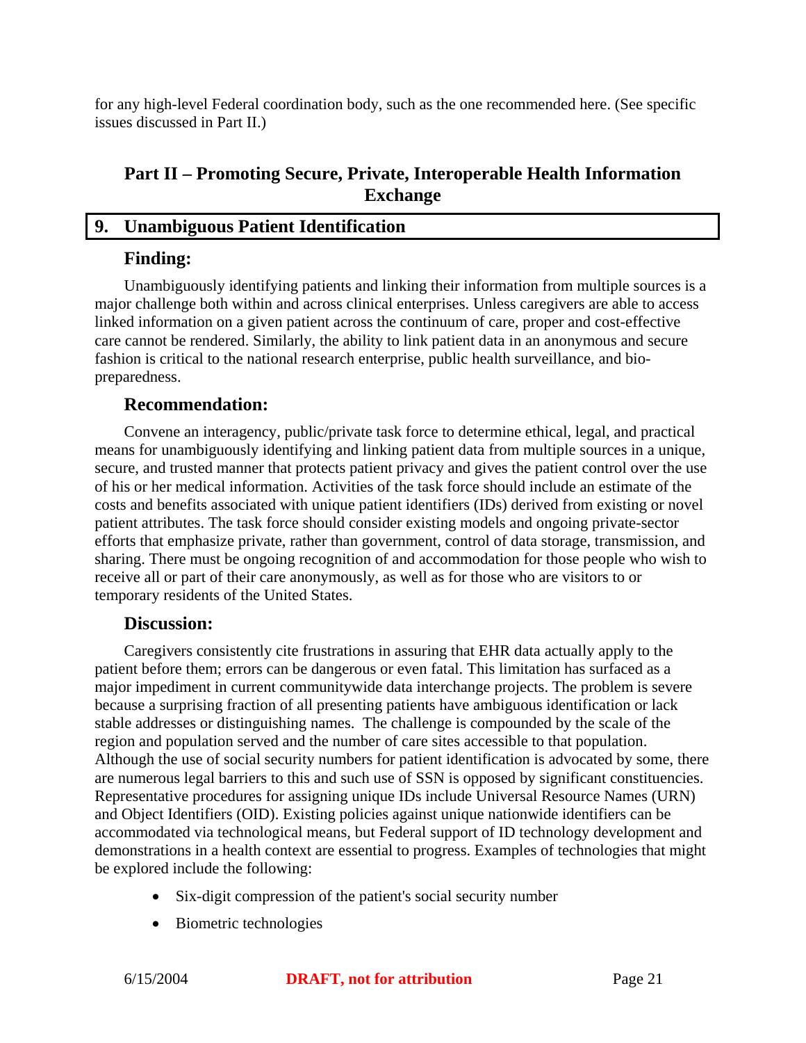for any high-level Federal coordination body, such as the one recommended here. (See specific issues discussed in Part II.)

## Part II – Promoting Secure, Private, Interoperable Health Information Exchange

### 9. Unambiguous Patient Identification

#### Finding:

Unambiguously identifying patients and linking their information from multiple sources is a major challenge both within and across clinical enterprises. Unless caregivers are able to access linked information on a given patient across the continuum of care, proper and cost-effective care cannot be rendered. Similarly, the ability to link patient data in an anonymous and secure fashion is critical to the national research enterprise, public health surveillance, and bio-preparedness.

#### Recommendation:

Convene an interagency, public/private task force to determine ethical, legal, and practical means for unambiguously identifying and linking patient data from multiple sources in a unique, secure, and trusted manner that protects patient privacy and gives the patient control over the use of his or her medical information. Activities of the task force should include an estimate of the costs and benefits associated with unique patient identifiers (IDs) derived from existing or novel patient attributes. The task force should consider existing models and ongoing private-sector efforts that emphasize private, rather than government, control of data storage, transmission, and sharing. There must be ongoing recognition of and accommodation for those people who wish to receive all or part of their care anonymously, as well as for those who are visitors to or temporary residents of the United States.

#### Discussion:

Caregivers consistently cite frustrations in assuring that EHR data actually apply to the patient before them; errors can be dangerous or even fatal. This limitation has surfaced as a major impediment in current communitywide data interchange projects. The problem is severe because a surprising fraction of all presenting patients have ambiguous identification or lack stable addresses or distinguishing names. The challenge is compounded by the scale of the region and population served and the number of care sites accessible to that population. Although the use of social security numbers for patient identification is advocated by some, there are numerous legal barriers to this and such use of SSN is opposed by significant constituencies. Representative procedures for assigning unique IDs include Universal Resource Names (URN) and Object Identifiers (OID). Existing policies against unique nationwide identifiers can be accommodated via technological means, but Federal support of ID technology development and demonstrations in a health context are essential to progress. Examples of technologies that might be explored include the following:

- Six-digit compression of the patient's social security number
- Biometric technologies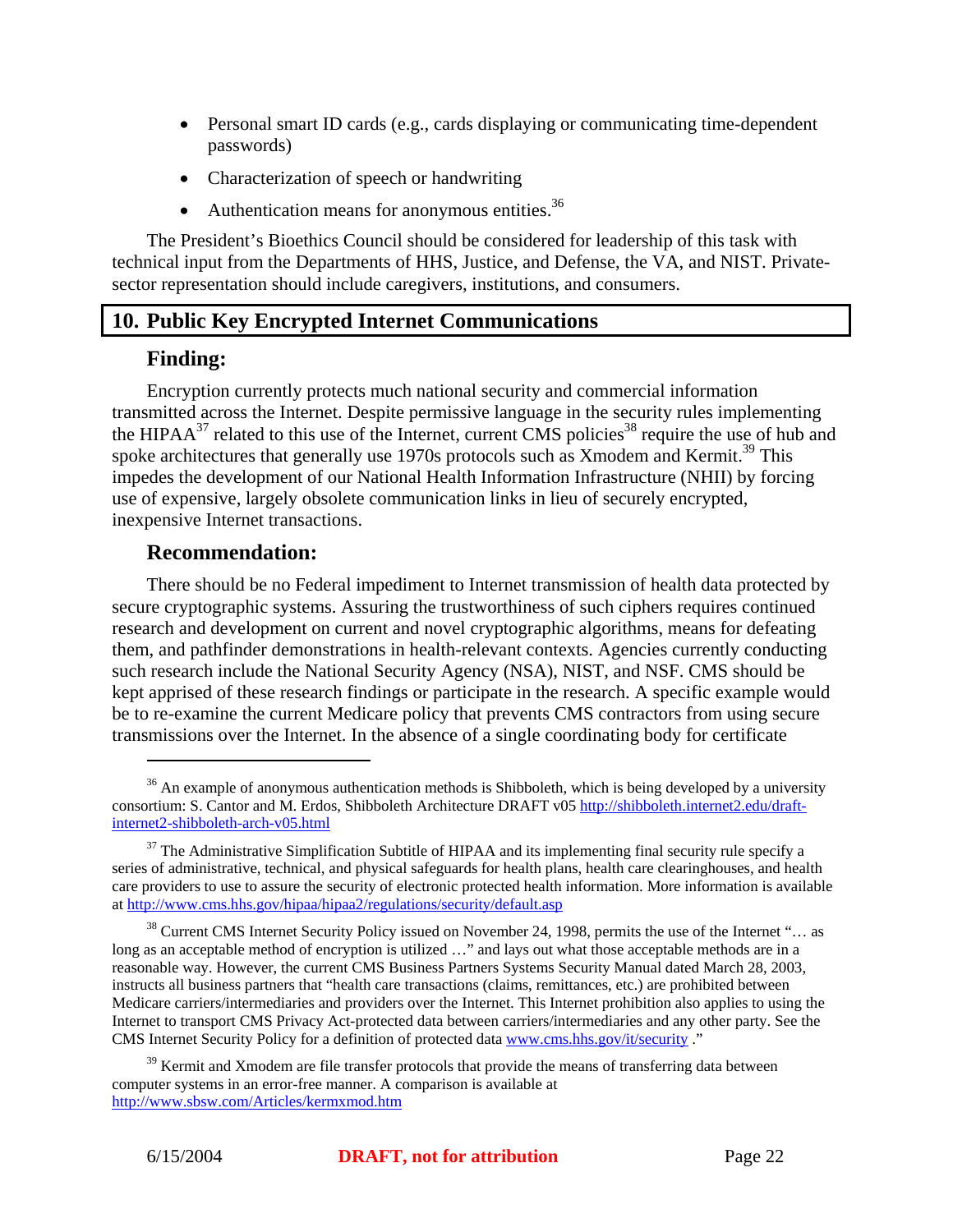- Personal smart ID cards (e.g., cards displaying or communicating time-dependent passwords)
- Characterization of speech or handwriting
- Authentication means for anonymous entities.[36]

The President's Bioethics Council should be considered for leadership of this task with technical input from the Departments of HHS, Justice, and Defense, the VA, and NIST. Private-sector representation should include caregivers, institutions, and consumers.

## 10. Public Key Encrypted Internet Communications

### Finding:

Encryption currently protects much national security and commercial information transmitted across the Internet. Despite permissive language in the security rules implementing the HIPAA[37] related to this use of the Internet, current CMS policies[38] require the use of hub and spoke architectures that generally use 1970s protocols such as Xmodem and Kermit.[39] This impedes the development of our National Health Information Infrastructure (NHII) by forcing use of expensive, largely obsolete communication links in lieu of securely encrypted, inexpensive Internet transactions.

### Recommendation:

There should be no Federal impediment to Internet transmission of health data protected by secure cryptographic systems. Assuring the trustworthiness of such ciphers requires continued research and development on current and novel cryptographic algorithms, means for defeating them, and pathfinder demonstrations in health-relevant contexts. Agencies currently conducting such research include the National Security Agency (NSA), NIST, and NSF. CMS should be kept apprised of these research findings or participate in the research. A specific example would be to re-examine the current Medicare policy that prevents CMS contractors from using secure transmissions over the Internet. In the absence of a single coordinating body for certificate

---

[36] An example of anonymous authentication methods is Shibboleth, which is being developed by a university consortium: S. Cantor and M. Erdos, Shibboleth Architecture DRAFT v05 http://shibboleth.internet2.edu/draft-internet2-shibboleth-arch-v05.html

[37] The Administrative Simplification Subtitle of HIPAA and its implementing final security rule specify a series of administrative, technical, and physical safeguards for health plans, health care clearinghouses, and health care providers to use to assure the security of electronic protected health information. More information is available at http://www.cms.hhs.gov/hipaa/hipaa2/regulations/security/default.asp

[38] Current CMS Internet Security Policy issued on November 24, 1998, permits the use of the Internet "… as long as an acceptable method of encryption is utilized …" and lays out what those acceptable methods are in a reasonable way. However, the current CMS Business Partners Systems Security Manual dated March 28, 2003, instructs all business partners that "health care transactions (claims, remittances, etc.) are prohibited between Medicare carriers/intermediaries and providers over the Internet. This Internet prohibition also applies to using the Internet to transport CMS Privacy Act-protected data between carriers/intermediaries and any other party. See the CMS Internet Security Policy for a definition of protected data www.cms.hhs.gov/it/security ."

[39] Kermit and Xmodem are file transfer protocols that provide the means of transferring data between computer systems in an error-free manner. A comparison is available at http://www.sbsw.com/Articles/kermxmod.htm

6/15/2004 **DRAFT, not for attribution**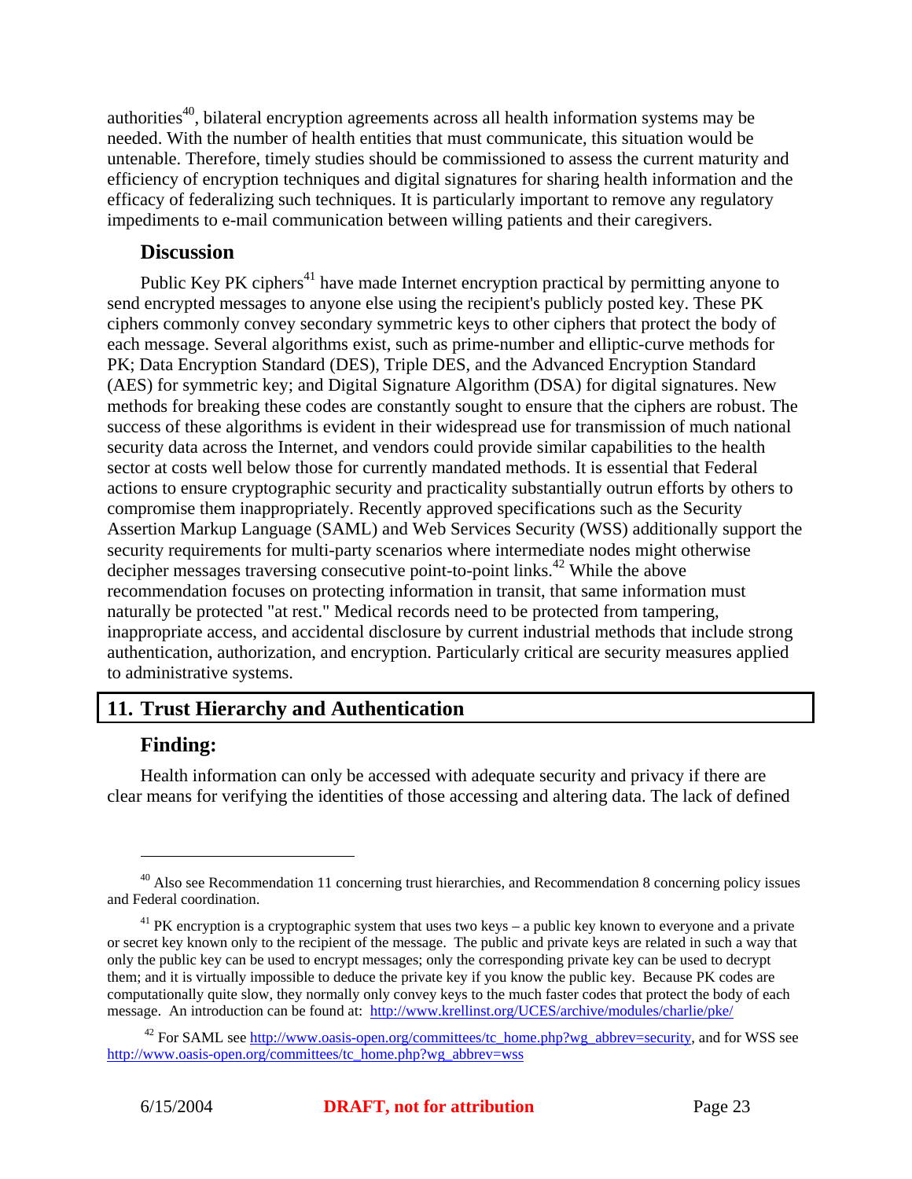authorities[40], bilateral encryption agreements across all health information systems may be needed. With the number of health entities that must communicate, this situation would be untenable. Therefore, timely studies should be commissioned to assess the current maturity and efficiency of encryption techniques and digital signatures for sharing health information and the efficacy of federalizing such techniques. It is particularly important to remove any regulatory impediments to e-mail communication between willing patients and their caregivers.

### Discussion

Public Key PK ciphers[41] have made Internet encryption practical by permitting anyone to send encrypted messages to anyone else using the recipient's publicly posted key. These PK ciphers commonly convey secondary symmetric keys to other ciphers that protect the body of each message. Several algorithms exist, such as prime-number and elliptic-curve methods for PK; Data Encryption Standard (DES), Triple DES, and the Advanced Encryption Standard (AES) for symmetric key; and Digital Signature Algorithm (DSA) for digital signatures. New methods for breaking these codes are constantly sought to ensure that the ciphers are robust. The success of these algorithms is evident in their widespread use for transmission of much national security data across the Internet, and vendors could provide similar capabilities to the health sector at costs well below those for currently mandated methods. It is essential that Federal actions to ensure cryptographic security and practicality substantially outrun efforts by others to compromise them inappropriately. Recently approved specifications such as the Security Assertion Markup Language (SAML) and Web Services Security (WSS) additionally support the security requirements for multi-party scenarios where intermediate nodes might otherwise decipher messages traversing consecutive point-to-point links.[42] While the above recommendation focuses on protecting information in transit, that same information must naturally be protected "at rest." Medical records need to be protected from tampering, inappropriate access, and accidental disclosure by current industrial methods that include strong authentication, authorization, and encryption. Particularly critical are security measures applied to administrative systems.

## 11. Trust Hierarchy and Authentication

### Finding:

Health information can only be accessed with adequate security and privacy if there are clear means for verifying the identities of those accessing and altering data. The lack of defined

---

[40] Also see Recommendation 11 concerning trust hierarchies, and Recommendation 8 concerning policy issues and Federal coordination.

[41] PK encryption is a cryptographic system that uses two keys – a public key known to everyone and a private or secret key known only to the recipient of the message. The public and private keys are related in such a way that only the public key can be used to encrypt messages; only the corresponding private key can be used to decrypt them; and it is virtually impossible to deduce the private key if you know the public key. Because PK codes are computationally quite slow, they normally only convey keys to the much faster codes that protect the body of each message. An introduction can be found at: http://www.krellinst.org/UCES/archive/modules/charlie/pke/

[42] For SAML see http://www.oasis-open.org/committees/tc_home.php?wg_abbrev=security, and for WSS see http://www.oasis-open.org/committees/tc_home.php?wg_abbrev=wss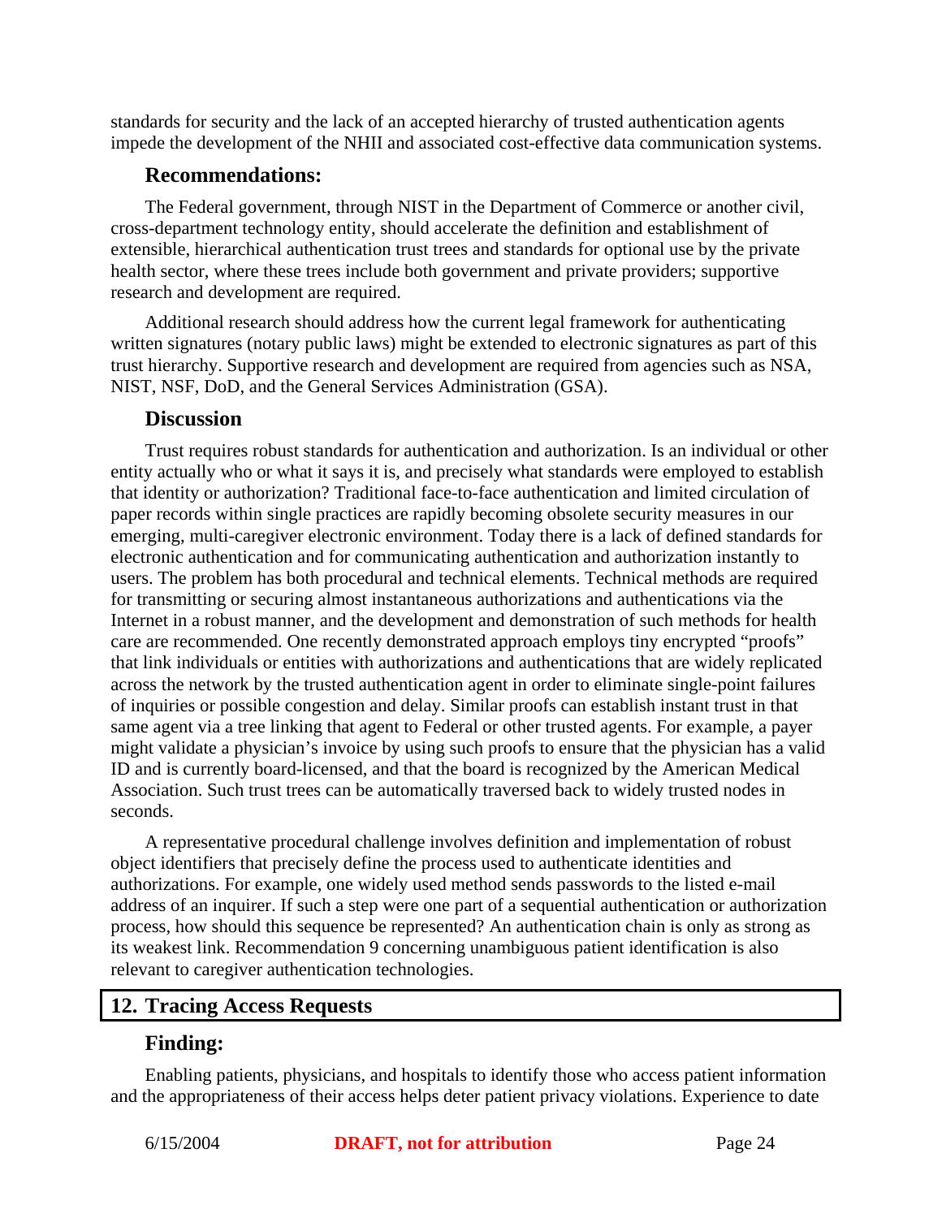standards for security and the lack of an accepted hierarchy of trusted authentication agents impede the development of the NHII and associated cost-effective data communication systems.

### Recommendations:

The Federal government, through NIST in the Department of Commerce or another civil, cross-department technology entity, should accelerate the definition and establishment of extensible, hierarchical authentication trust trees and standards for optional use by the private health sector, where these trees include both government and private providers; supportive research and development are required.

Additional research should address how the current legal framework for authenticating written signatures (notary public laws) might be extended to electronic signatures as part of this trust hierarchy. Supportive research and development are required from agencies such as NSA, NIST, NSF, DoD, and the General Services Administration (GSA).

### Discussion

Trust requires robust standards for authentication and authorization. Is an individual or other entity actually who or what it says it is, and precisely what standards were employed to establish that identity or authorization? Traditional face-to-face authentication and limited circulation of paper records within single practices are rapidly becoming obsolete security measures in our emerging, multi-caregiver electronic environment. Today there is a lack of defined standards for electronic authentication and for communicating authentication and authorization instantly to users. The problem has both procedural and technical elements. Technical methods are required for transmitting or securing almost instantaneous authorizations and authentications via the Internet in a robust manner, and the development and demonstration of such methods for health care are recommended. One recently demonstrated approach employs tiny encrypted "proofs" that link individuals or entities with authorizations and authentications that are widely replicated across the network by the trusted authentication agent in order to eliminate single-point failures of inquiries or possible congestion and delay. Similar proofs can establish instant trust in that same agent via a tree linking that agent to Federal or other trusted agents. For example, a payer might validate a physician's invoice by using such proofs to ensure that the physician has a valid ID and is currently board-licensed, and that the board is recognized by the American Medical Association. Such trust trees can be automatically traversed back to widely trusted nodes in seconds.

A representative procedural challenge involves definition and implementation of robust object identifiers that precisely define the process used to authenticate identities and authorizations. For example, one widely used method sends passwords to the listed e-mail address of an inquirer. If such a step were one part of a sequential authentication or authorization process, how should this sequence be represented? An authentication chain is only as strong as its weakest link. Recommendation 9 concerning unambiguous patient identification is also relevant to caregiver authentication technologies.

## 12. Tracing Access Requests

### Finding:

Enabling patients, physicians, and hospitals to identify those who access patient information and the appropriateness of their access helps deter patient privacy violations. Experience to date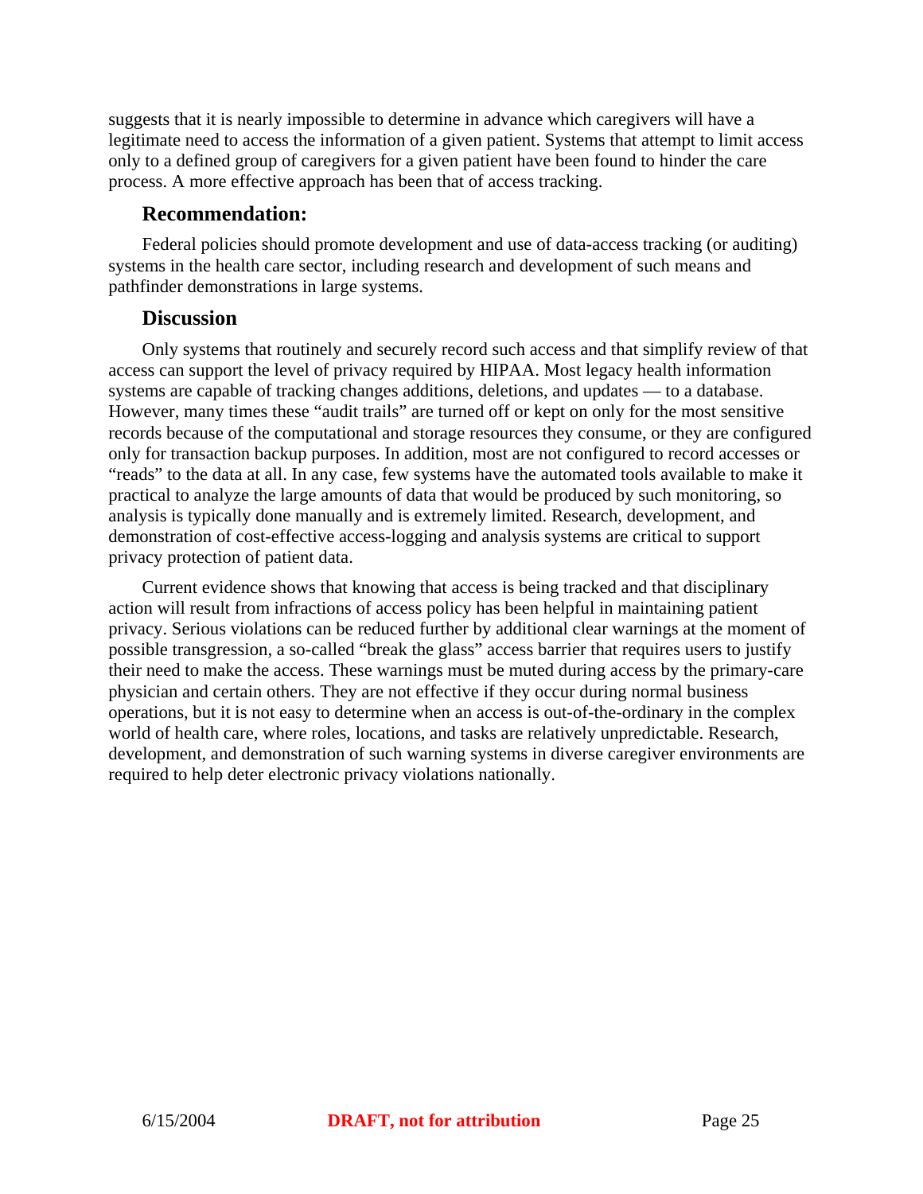suggests that it is nearly impossible to determine in advance which caregivers will have a legitimate need to access the information of a given patient. Systems that attempt to limit access only to a defined group of caregivers for a given patient have been found to hinder the care process. A more effective approach has been that of access tracking.

### Recommendation:

Federal policies should promote development and use of data-access tracking (or auditing) systems in the health care sector, including research and development of such means and pathfinder demonstrations in large systems.

### Discussion

Only systems that routinely and securely record such access and that simplify review of that access can support the level of privacy required by HIPAA. Most legacy health information systems are capable of tracking changes additions, deletions, and updates — to a database. However, many times these "audit trails" are turned off or kept on only for the most sensitive records because of the computational and storage resources they consume, or they are configured only for transaction backup purposes. In addition, most are not configured to record accesses or "reads" to the data at all. In any case, few systems have the automated tools available to make it practical to analyze the large amounts of data that would be produced by such monitoring, so analysis is typically done manually and is extremely limited. Research, development, and demonstration of cost-effective access-logging and analysis systems are critical to support privacy protection of patient data.

Current evidence shows that knowing that access is being tracked and that disciplinary action will result from infractions of access policy has been helpful in maintaining patient privacy. Serious violations can be reduced further by additional clear warnings at the moment of possible transgression, a so-called "break the glass" access barrier that requires users to justify their need to make the access. These warnings must be muted during access by the primary-care physician and certain others. They are not effective if they occur during normal business operations, but it is not easy to determine when an access is out-of-the-ordinary in the complex world of health care, where roles, locations, and tasks are relatively unpredictable. Research, development, and demonstration of such warning systems in diverse caregiver environments are required to help deter electronic privacy violations nationally.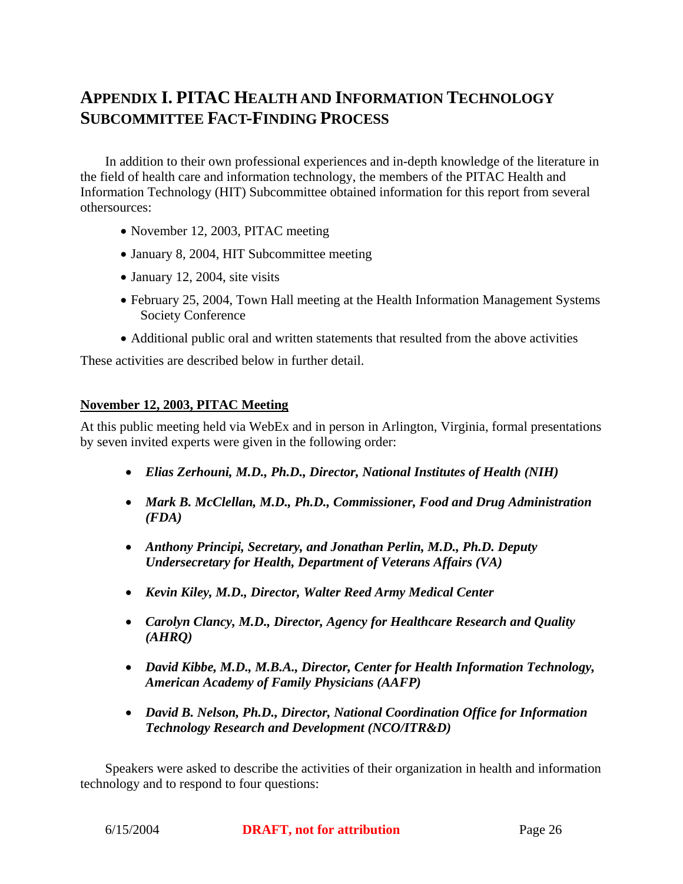# Appendix I. PITAC Health and Information Technology Subcommittee Fact-Finding Process

In addition to their own professional experiences and in-depth knowledge of the literature in the field of health care and information technology, the members of the PITAC Health and Information Technology (HIT) Subcommittee obtained information for this report from several othersources:

- November 12, 2003, PITAC meeting
- January 8, 2004, HIT Subcommittee meeting
- January 12, 2004, site visits
- February 25, 2004, Town Hall meeting at the Health Information Management Systems Society Conference
- Additional public oral and written statements that resulted from the above activities

These activities are described below in further detail.

## November 12, 2003, PITAC Meeting

At this public meeting held via WebEx and in person in Arlington, Virginia, formal presentations by seven invited experts were given in the following order:

- ***Elias Zerhouni, M.D., Ph.D., Director, National Institutes of Health (NIH)***
- ***Mark B. McClellan, M.D., Ph.D., Commissioner, Food and Drug Administration (FDA)***
- ***Anthony Principi, Secretary, and Jonathan Perlin, M.D., Ph.D. Deputy Undersecretary for Health, Department of Veterans Affairs (VA)***
- ***Kevin Kiley, M.D., Director, Walter Reed Army Medical Center***
- ***Carolyn Clancy, M.D., Director, Agency for Healthcare Research and Quality (AHRQ)***
- ***David Kibbe, M.D., M.B.A., Director, Center for Health Information Technology, American Academy of Family Physicians (AAFP)***
- ***David B. Nelson, Ph.D., Director, National Coordination Office for Information Technology Research and Development (NCO/ITR&D)***

Speakers were asked to describe the activities of their organization in health and information technology and to respond to four questions: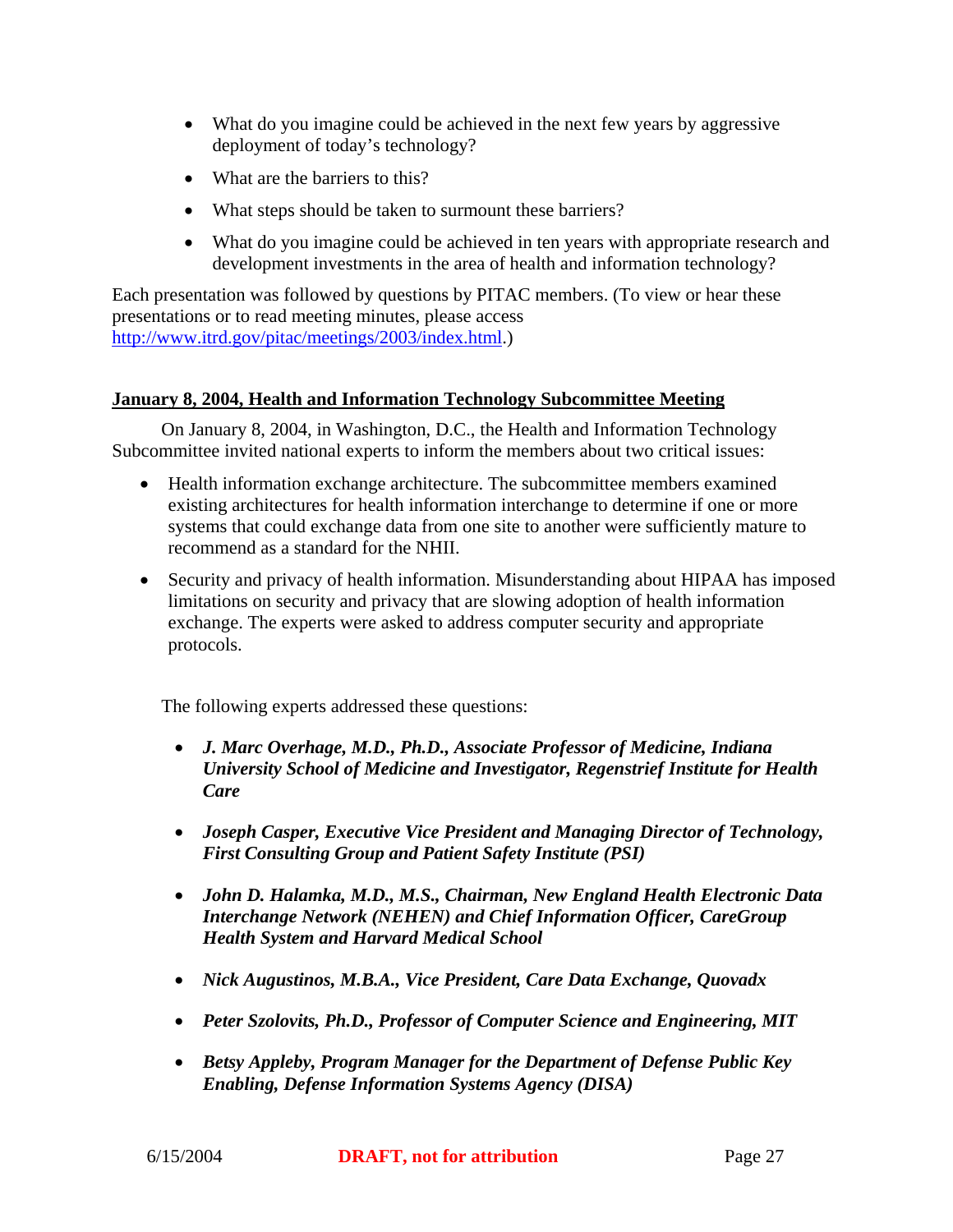- What do you imagine could be achieved in the next few years by aggressive deployment of today's technology?
- What are the barriers to this?
- What steps should be taken to surmount these barriers?
- What do you imagine could be achieved in ten years with appropriate research and development investments in the area of health and information technology?

Each presentation was followed by questions by PITAC members. (To view or hear these presentations or to read meeting minutes, please access [http://www.itrd.gov/pitac/meetings/2003/index.html](http://www.itrd.gov/pitac/meetings/2003/index.html).)

**January 8, 2004, Health and Information Technology Subcommittee Meeting**

On January 8, 2004, in Washington, D.C., the Health and Information Technology Subcommittee invited national experts to inform the members about two critical issues:

- Health information exchange architecture. The subcommittee members examined existing architectures for health information interchange to determine if one or more systems that could exchange data from one site to another were sufficiently mature to recommend as a standard for the NHII.
- Security and privacy of health information. Misunderstanding about HIPAA has imposed limitations on security and privacy that are slowing adoption of health information exchange. The experts were asked to address computer security and appropriate protocols.

The following experts addressed these questions:

- ***J. Marc Overhage, M.D., Ph.D., Associate Professor of Medicine, Indiana University School of Medicine and Investigator, Regenstrief Institute for Health Care***
- ***Joseph Casper, Executive Vice President and Managing Director of Technology, First Consulting Group and Patient Safety Institute (PSI)***
- ***John D. Halamka, M.D., M.S., Chairman, New England Health Electronic Data Interchange Network (NEHEN) and Chief Information Officer, CareGroup Health System and Harvard Medical School***
- ***Nick Augustinos, M.B.A., Vice President, Care Data Exchange, Quovadx***
- ***Peter Szolovits, Ph.D., Professor of Computer Science and Engineering, MIT***
- ***Betsy Appleby, Program Manager for the Department of Defense Public Key Enabling, Defense Information Systems Agency (DISA)***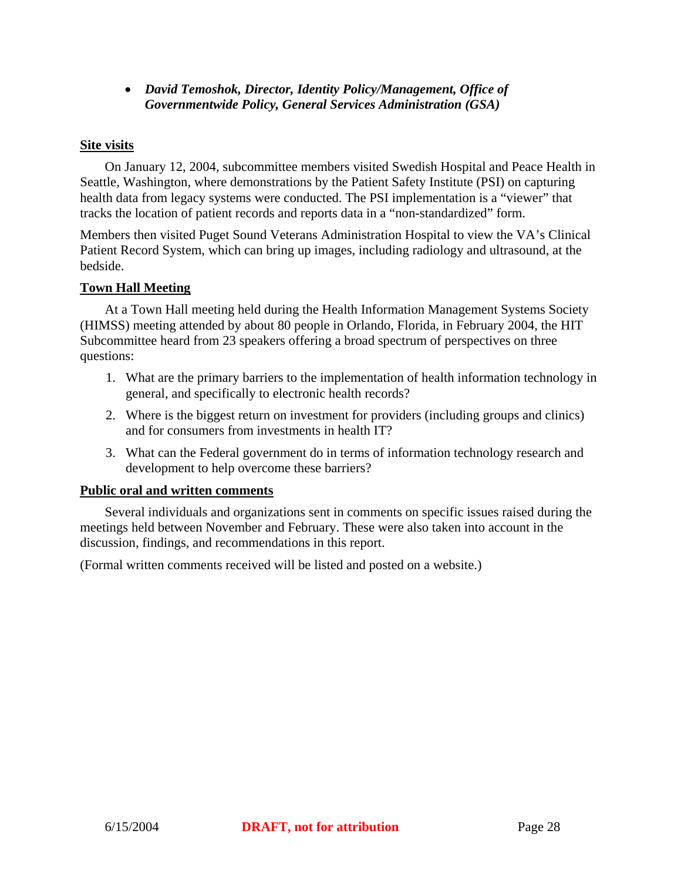- ***David Temoshok, Director, Identity Policy/Management, Office of Governmentwide Policy, General Services Administration (GSA)***

**Site visits**

On January 12, 2004, subcommittee members visited Swedish Hospital and Peace Health in Seattle, Washington, where demonstrations by the Patient Safety Institute (PSI) on capturing health data from legacy systems were conducted. The PSI implementation is a "viewer" that tracks the location of patient records and reports data in a "non-standardized" form.

Members then visited Puget Sound Veterans Administration Hospital to view the VA's Clinical Patient Record System, which can bring up images, including radiology and ultrasound, at the bedside.

**Town Hall Meeting**

At a Town Hall meeting held during the Health Information Management Systems Society (HIMSS) meeting attended by about 80 people in Orlando, Florida, in February 2004, the HIT Subcommittee heard from 23 speakers offering a broad spectrum of perspectives on three questions:

1. What are the primary barriers to the implementation of health information technology in general, and specifically to electronic health records?
2. Where is the biggest return on investment for providers (including groups and clinics) and for consumers from investments in health IT?
3. What can the Federal government do in terms of information technology research and development to help overcome these barriers?

**Public oral and written comments**

Several individuals and organizations sent in comments on specific issues raised during the meetings held between November and February. These were also taken into account in the discussion, findings, and recommendations in this report.

(Formal written comments received will be listed and posted on a website.)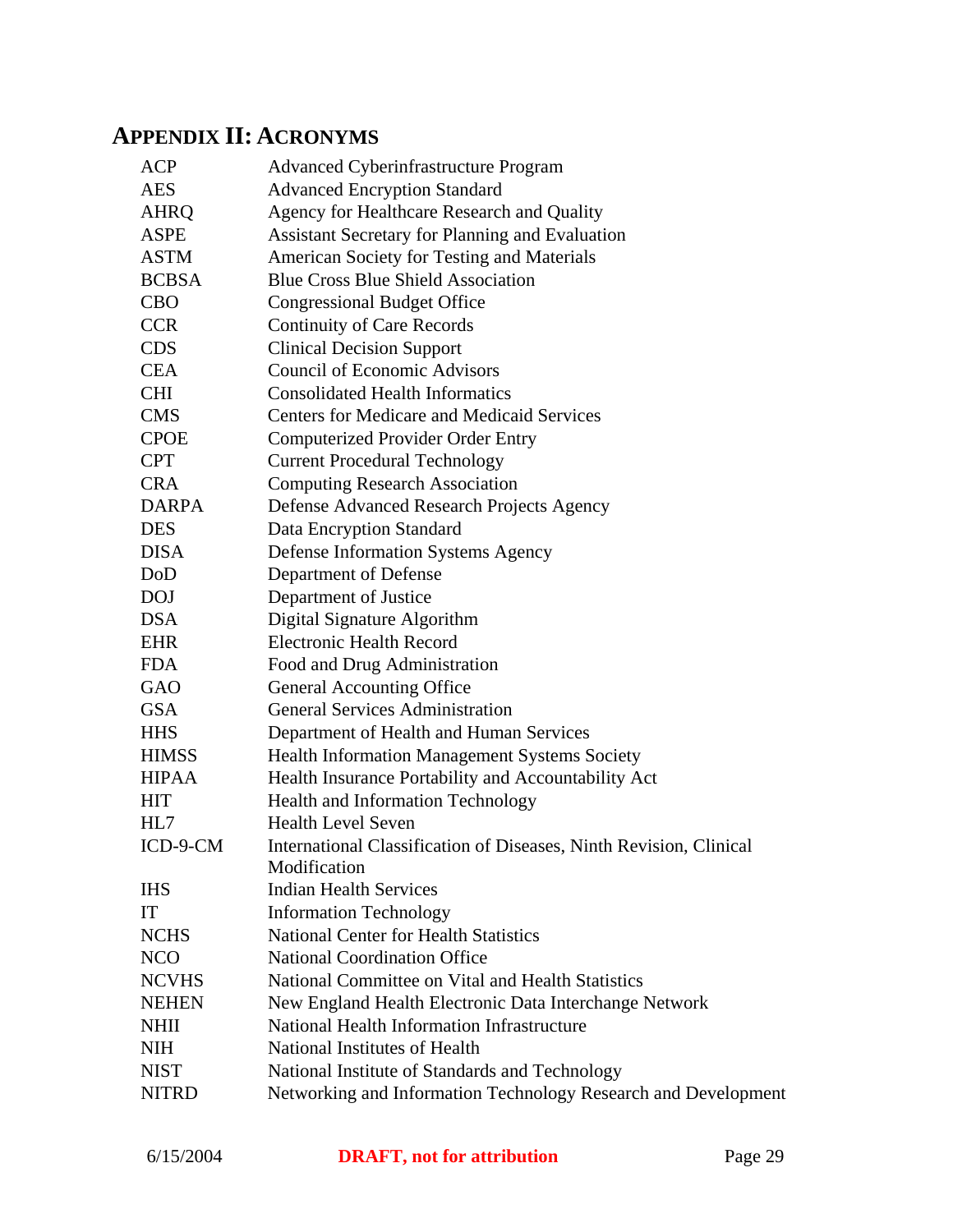## APPENDIX II: ACRONYMS

| | |
|---|---|
| ACP | Advanced Cyberinfrastructure Program |
| AES | Advanced Encryption Standard |
| AHRQ | Agency for Healthcare Research and Quality |
| ASPE | Assistant Secretary for Planning and Evaluation |
| ASTM | American Society for Testing and Materials |
| BCBSA | Blue Cross Blue Shield Association |
| CBO | Congressional Budget Office |
| CCR | Continuity of Care Records |
| CDS | Clinical Decision Support |
| CEA | Council of Economic Advisors |
| CHI | Consolidated Health Informatics |
| CMS | Centers for Medicare and Medicaid Services |
| CPOE | Computerized Provider Order Entry |
| CPT | Current Procedural Technology |
| CRA | Computing Research Association |
| DARPA | Defense Advanced Research Projects Agency |
| DES | Data Encryption Standard |
| DISA | Defense Information Systems Agency |
| DoD | Department of Defense |
| DOJ | Department of Justice |
| DSA | Digital Signature Algorithm |
| EHR | Electronic Health Record |
| FDA | Food and Drug Administration |
| GAO | General Accounting Office |
| GSA | General Services Administration |
| HHS | Department of Health and Human Services |
| HIMSS | Health Information Management Systems Society |
| HIPAA | Health Insurance Portability and Accountability Act |
| HIT | Health and Information Technology |
| HL7 | Health Level Seven |
| ICD-9-CM | International Classification of Diseases, Ninth Revision, Clinical Modification |
| IHS | Indian Health Services |
| IT | Information Technology |
| NCHS | National Center for Health Statistics |
| NCO | National Coordination Office |
| NCVHS | National Committee on Vital and Health Statistics |
| NEHEN | New England Health Electronic Data Interchange Network |
| NHII | National Health Information Infrastructure |
| NIH | National Institutes of Health |
| NIST | National Institute of Standards and Technology |
| NITRD | Networking and Information Technology Research and Development |

6/15/2004 **DRAFT, not for attribution**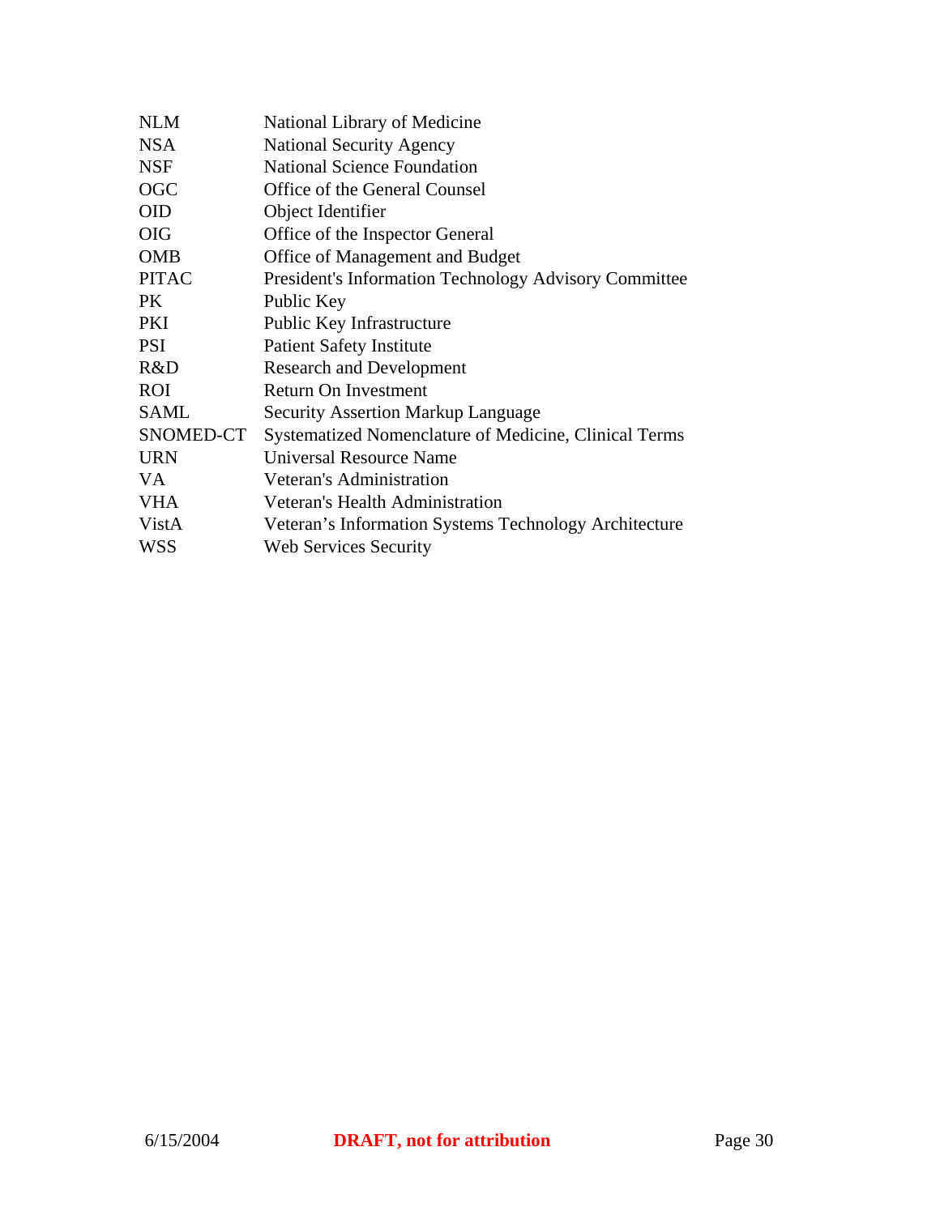| | |
|---|---|
| NLM | National Library of Medicine |
| NSA | National Security Agency |
| NSF | National Science Foundation |
| OGC | Office of the General Counsel |
| OID | Object Identifier |
| OIG | Office of the Inspector General |
| OMB | Office of Management and Budget |
| PITAC | President's Information Technology Advisory Committee |
| PK | Public Key |
| PKI | Public Key Infrastructure |
| PSI | Patient Safety Institute |
| R&D | Research and Development |
| ROI | Return On Investment |
| SAML | Security Assertion Markup Language |
| SNOMED-CT | Systematized Nomenclature of Medicine, Clinical Terms |
| URN | Universal Resource Name |
| VA | Veteran's Administration |
| VHA | Veteran's Health Administration |
| VistA | Veteran’s Information Systems Technology Architecture |
| WSS | Web Services Security |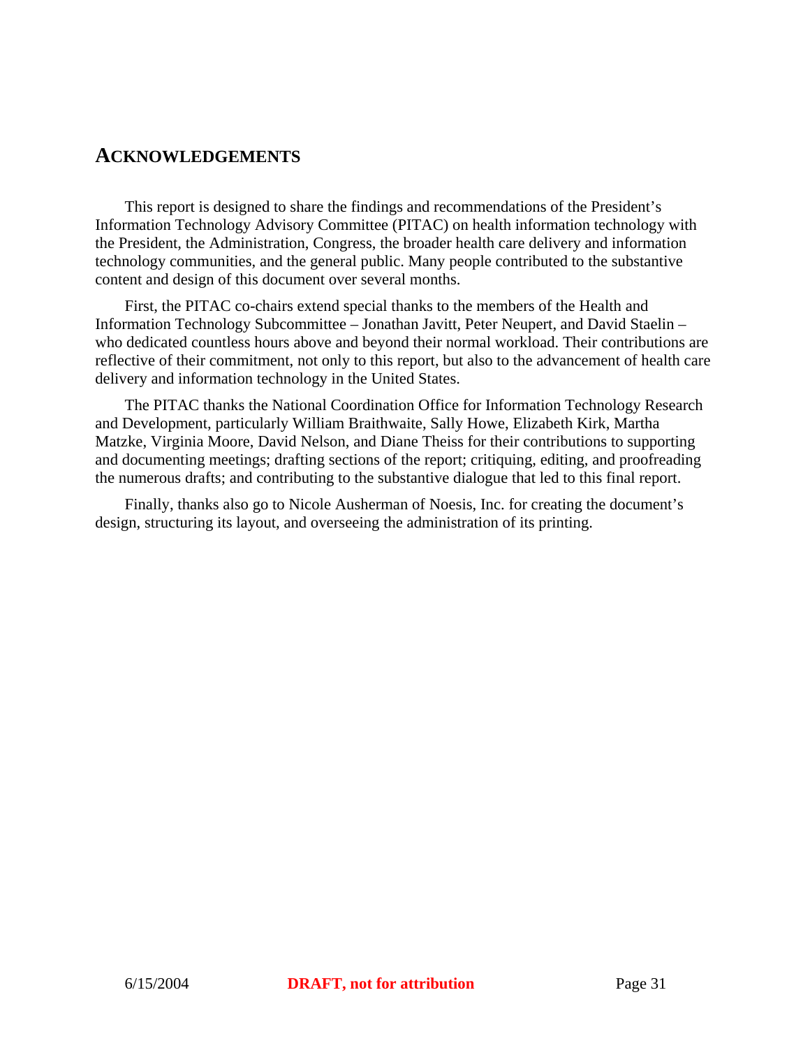## ACKNOWLEDGEMENTS

This report is designed to share the findings and recommendations of the President's Information Technology Advisory Committee (PITAC) on health information technology with the President, the Administration, Congress, the broader health care delivery and information technology communities, and the general public. Many people contributed to the substantive content and design of this document over several months.

First, the PITAC co-chairs extend special thanks to the members of the Health and Information Technology Subcommittee – Jonathan Javitt, Peter Neupert, and David Staelin – who dedicated countless hours above and beyond their normal workload. Their contributions are reflective of their commitment, not only to this report, but also to the advancement of health care delivery and information technology in the United States.

The PITAC thanks the National Coordination Office for Information Technology Research and Development, particularly William Braithwaite, Sally Howe, Elizabeth Kirk, Martha Matzke, Virginia Moore, David Nelson, and Diane Theiss for their contributions to supporting and documenting meetings; drafting sections of the report; critiquing, editing, and proofreading the numerous drafts; and contributing to the substantive dialogue that led to this final report.

Finally, thanks also go to Nicole Ausherman of Noesis, Inc. for creating the document's design, structuring its layout, and overseeing the administration of its printing.